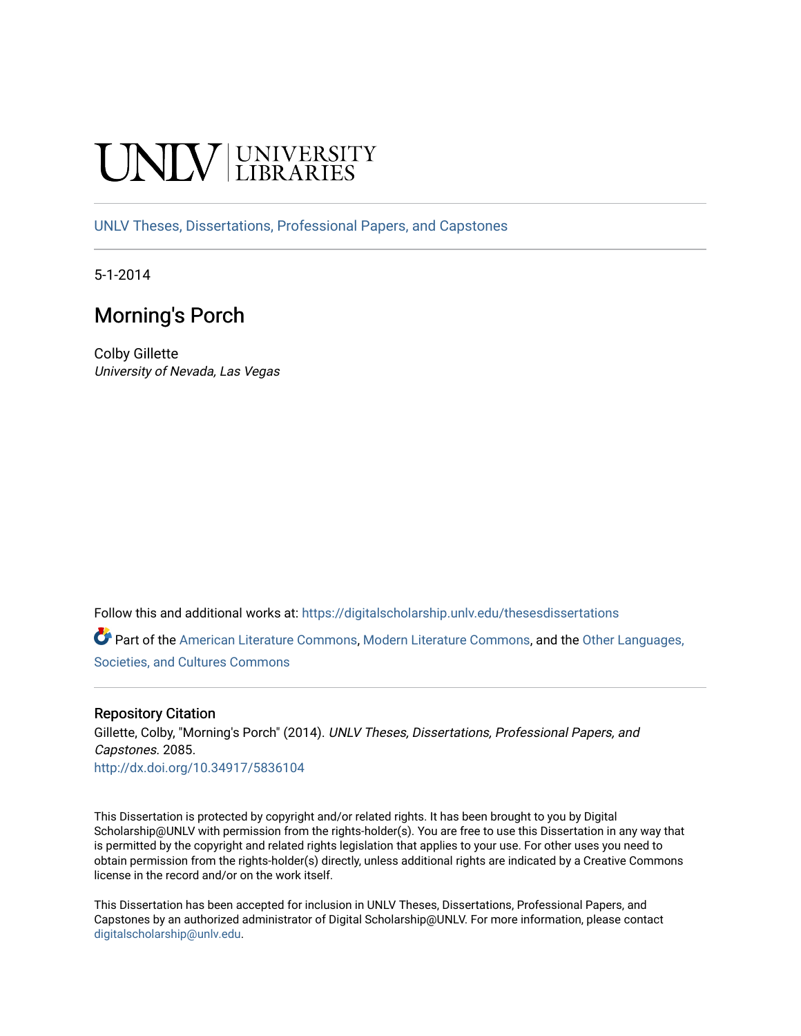UNLV | UNIVERSITY LIBRARIES

UNLV Theses, Dissertations, Professional Papers, and Capstones

5-1-2014

# Morning's Porch

Colby Gillette
*University of Nevada, Las Vegas*

Follow this and additional works at: https://digitalscholarship.unlv.edu/thesesdissertations

Part of the American Literature Commons, Modern Literature Commons, and the Other Languages, Societies, and Cultures Commons

### Repository Citation

Gillette, Colby, "Morning's Porch" (2014). *UNLV Theses, Dissertations, Professional Papers, and Capstones*. 2085.
http://dx.doi.org/10.34917/5836104

This Dissertation is protected by copyright and/or related rights. It has been brought to you by Digital Scholarship@UNLV with permission from the rights-holder(s). You are free to use this Dissertation in any way that is permitted by the copyright and related rights legislation that applies to your use. For other uses you need to obtain permission from the rights-holder(s) directly, unless additional rights are indicated by a Creative Commons license in the record and/or on the work itself.

This Dissertation has been accepted for inclusion in UNLV Theses, Dissertations, Professional Papers, and Capstones by an authorized administrator of Digital Scholarship@UNLV. For more information, please contact digitalscholarship@unlv.edu.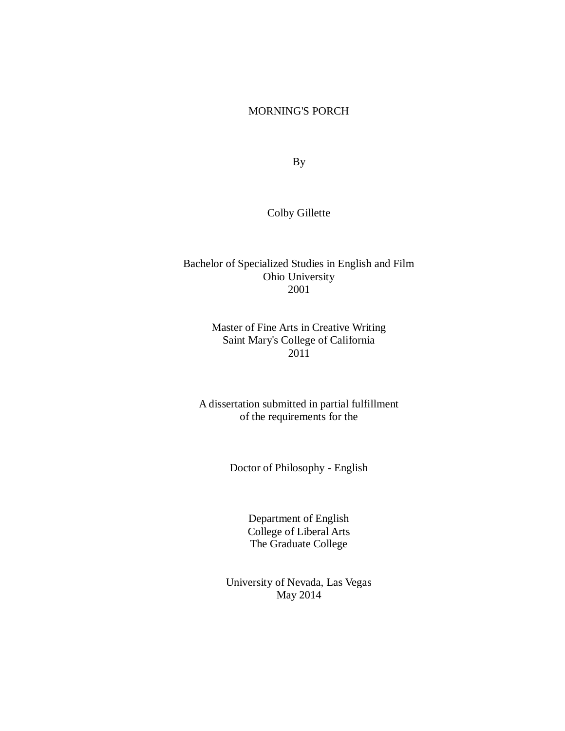MORNING'S PORCH

By

Colby Gillette

Bachelor of Specialized Studies in English and Film
Ohio University
2001

Master of Fine Arts in Creative Writing
Saint Mary's College of California
2011

A dissertation submitted in partial fulfillment
of the requirements for the

Doctor of Philosophy - English

Department of English
College of Liberal Arts
The Graduate College

University of Nevada, Las Vegas
May 2014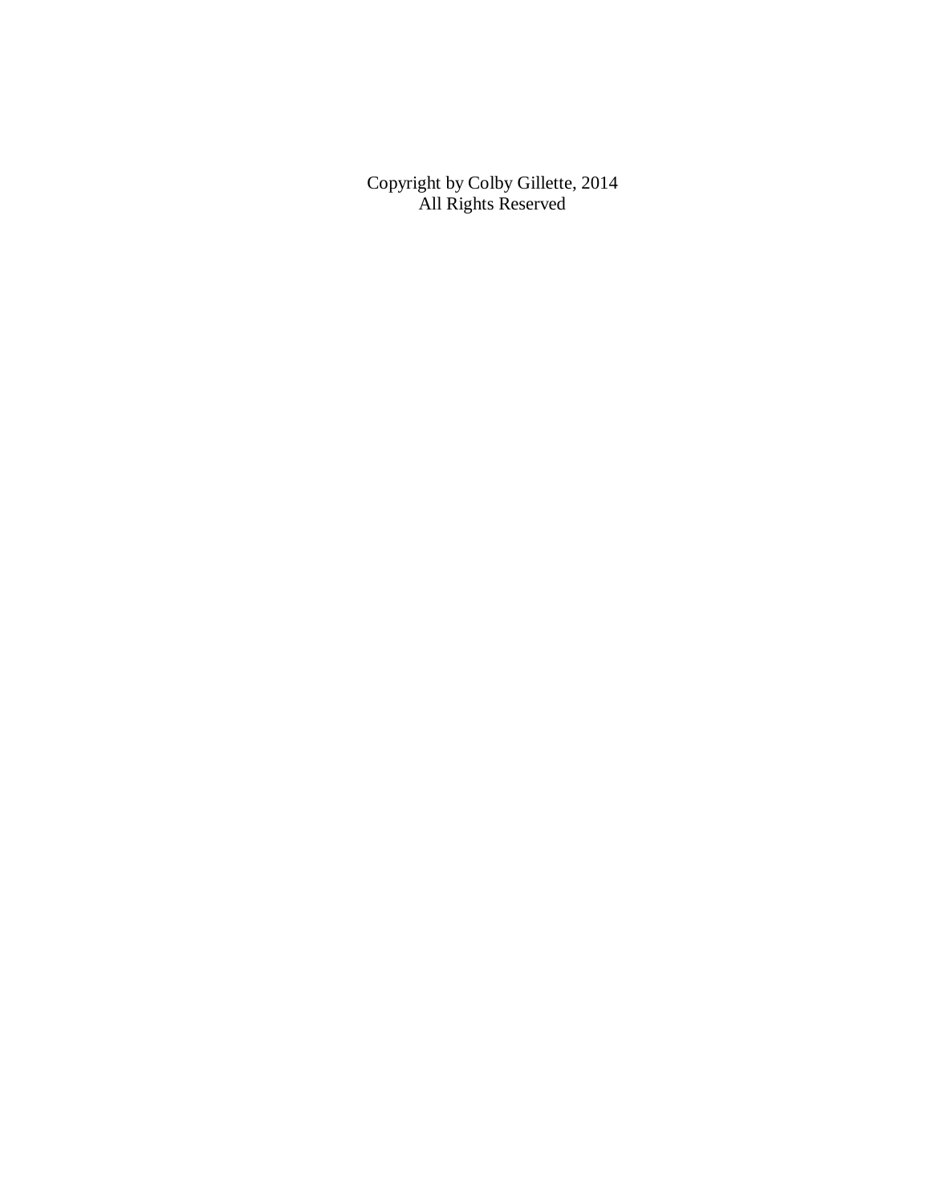Copyright by Colby Gillette, 2014
All Rights Reserved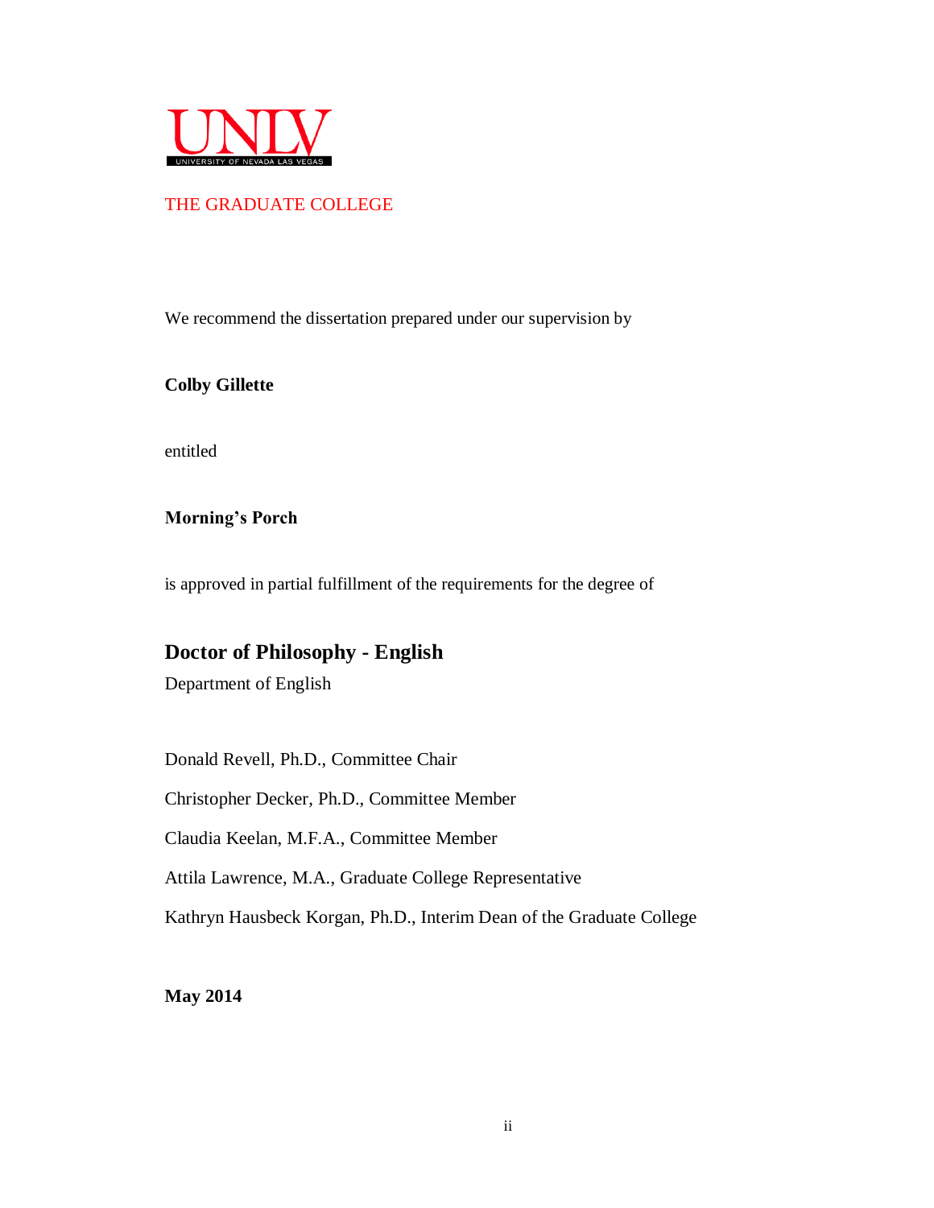UNLV

UNIVERSITY OF NEVADA LAS VEGAS

THE GRADUATE COLLEGE

We recommend the dissertation prepared under our supervision by

**Colby Gillette**

entitled

**Morning's Porch**

is approved in partial fulfillment of the requirements for the degree of

## Doctor of Philosophy - English

Department of English

Donald Revell, Ph.D., Committee Chair

Christopher Decker, Ph.D., Committee Member

Claudia Keelan, M.F.A., Committee Member

Attila Lawrence, M.A., Graduate College Representative

Kathryn Hausbeck Korgan, Ph.D., Interim Dean of the Graduate College

**May 2014**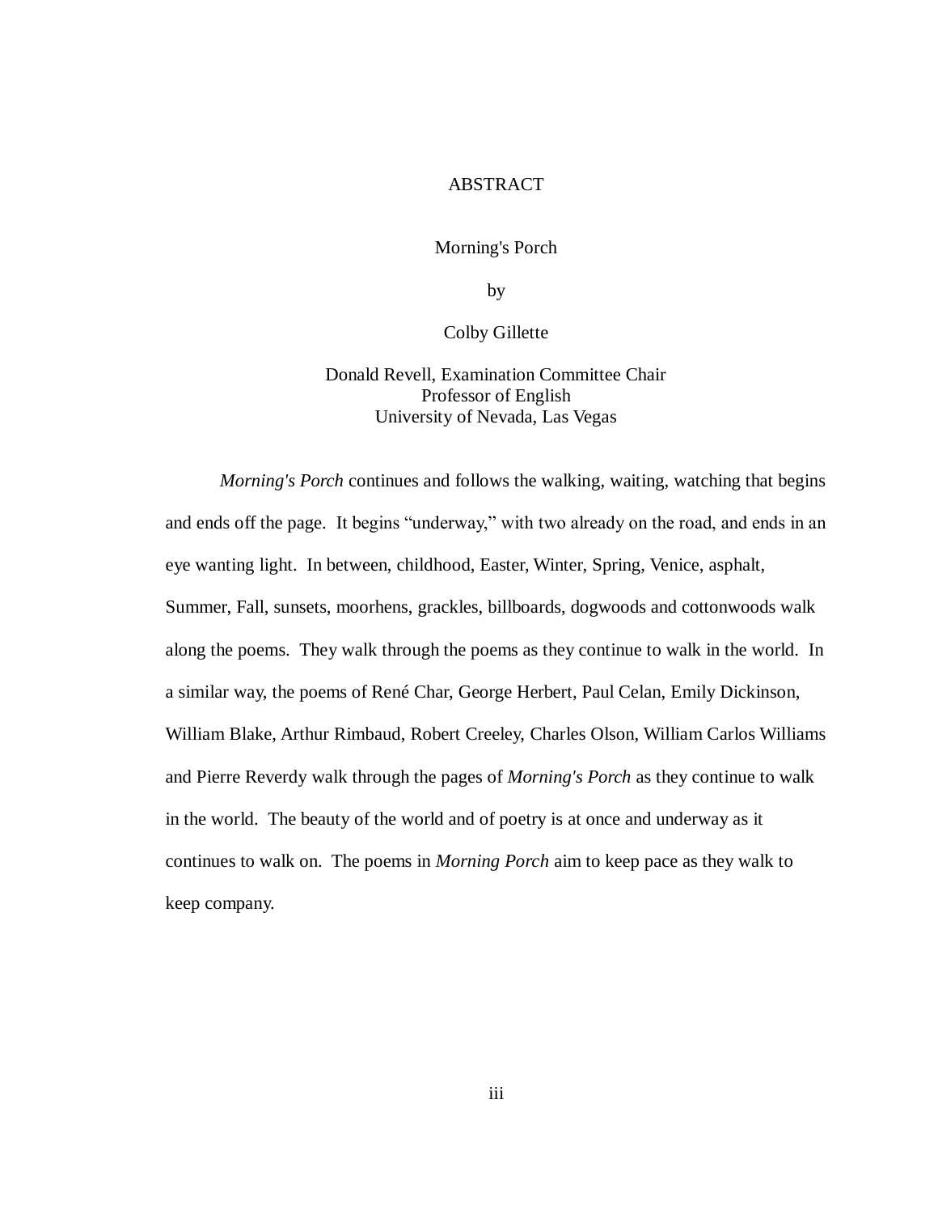# ABSTRACT

Morning's Porch

by

Colby Gillette

Donald Revell, Examination Committee Chair
Professor of English
University of Nevada, Las Vegas

*Morning's Porch* continues and follows the walking, waiting, watching that begins and ends off the page. It begins “underway,” with two already on the road, and ends in an eye wanting light. In between, childhood, Easter, Winter, Spring, Venice, asphalt, Summer, Fall, sunsets, moorhens, grackles, billboards, dogwoods and cottonwoods walk along the poems. They walk through the poems as they continue to walk in the world. In a similar way, the poems of René Char, George Herbert, Paul Celan, Emily Dickinson, William Blake, Arthur Rimbaud, Robert Creeley, Charles Olson, William Carlos Williams and Pierre Reverdy walk through the pages of *Morning's Porch* as they continue to walk in the world. The beauty of the world and of poetry is at once and underway as it continues to walk on. The poems in *Morning Porch* aim to keep pace as they walk to keep company.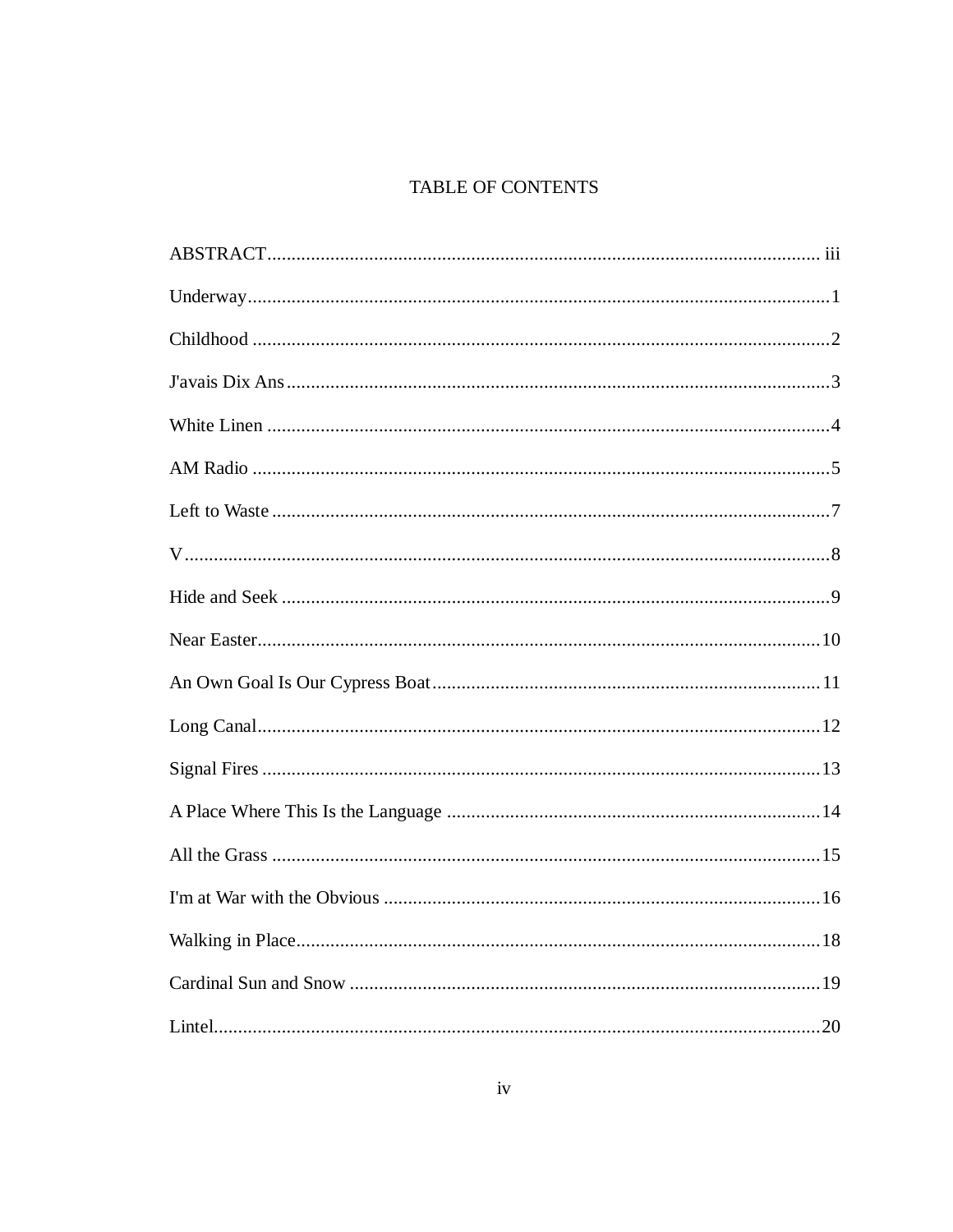# TABLE OF CONTENTS

ABSTRACT .......... iii

Underway .......... 1

Childhood .......... 2

J'avais Dix Ans .......... 3

White Linen .......... 4

AM Radio .......... 5

Left to Waste .......... 7

V .......... 8

Hide and Seek .......... 9

Near Easter .......... 10

An Own Goal Is Our Cypress Boat .......... 11

Long Canal .......... 12

Signal Fires .......... 13

A Place Where This Is the Language .......... 14

All the Grass .......... 15

I'm at War with the Obvious .......... 16

Walking in Place .......... 18

Cardinal Sun and Snow .......... 19

Lintel .......... 20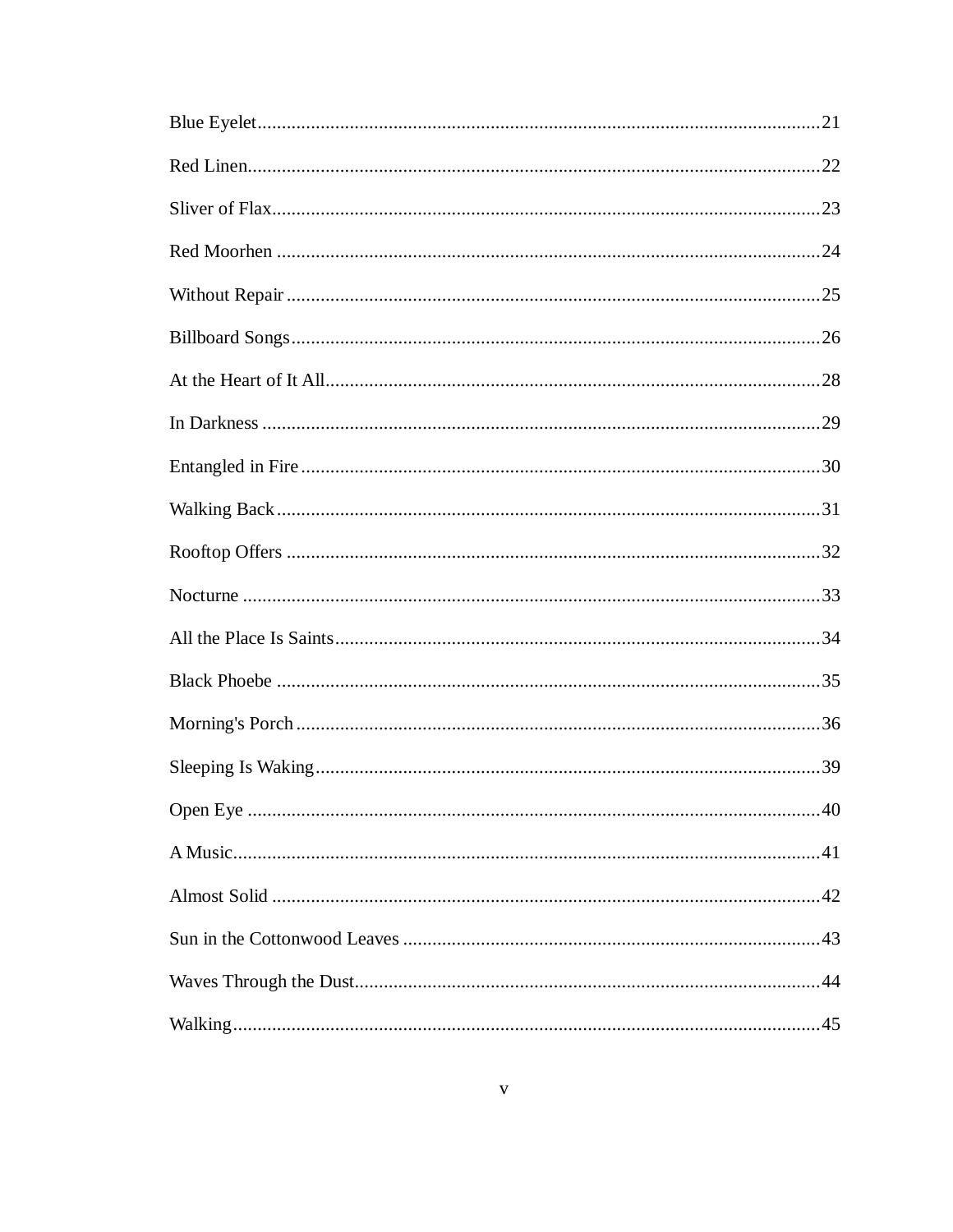Blue Eyelet....................................................................................................................21

Red Linen......................................................................................................................22

Sliver of Flax.................................................................................................................23

Red Moorhen ................................................................................................................24

Without Repair ..............................................................................................................25

Billboard Songs.............................................................................................................26

At the Heart of It All.....................................................................................................28

In Darkness ...................................................................................................................29

Entangled in Fire...........................................................................................................30

Walking Back................................................................................................................31

Rooftop Offers ..............................................................................................................32

Nocturne .......................................................................................................................33

All the Place Is Saints....................................................................................................34

Black Phoebe ................................................................................................................35

Morning's Porch............................................................................................................36

Sleeping Is Waking........................................................................................................39

Open Eye ......................................................................................................................40

A Music.........................................................................................................................41

Almost Solid .................................................................................................................42

Sun in the Cottonwood Leaves ......................................................................................43

Waves Through the Dust................................................................................................44

Walking.........................................................................................................................45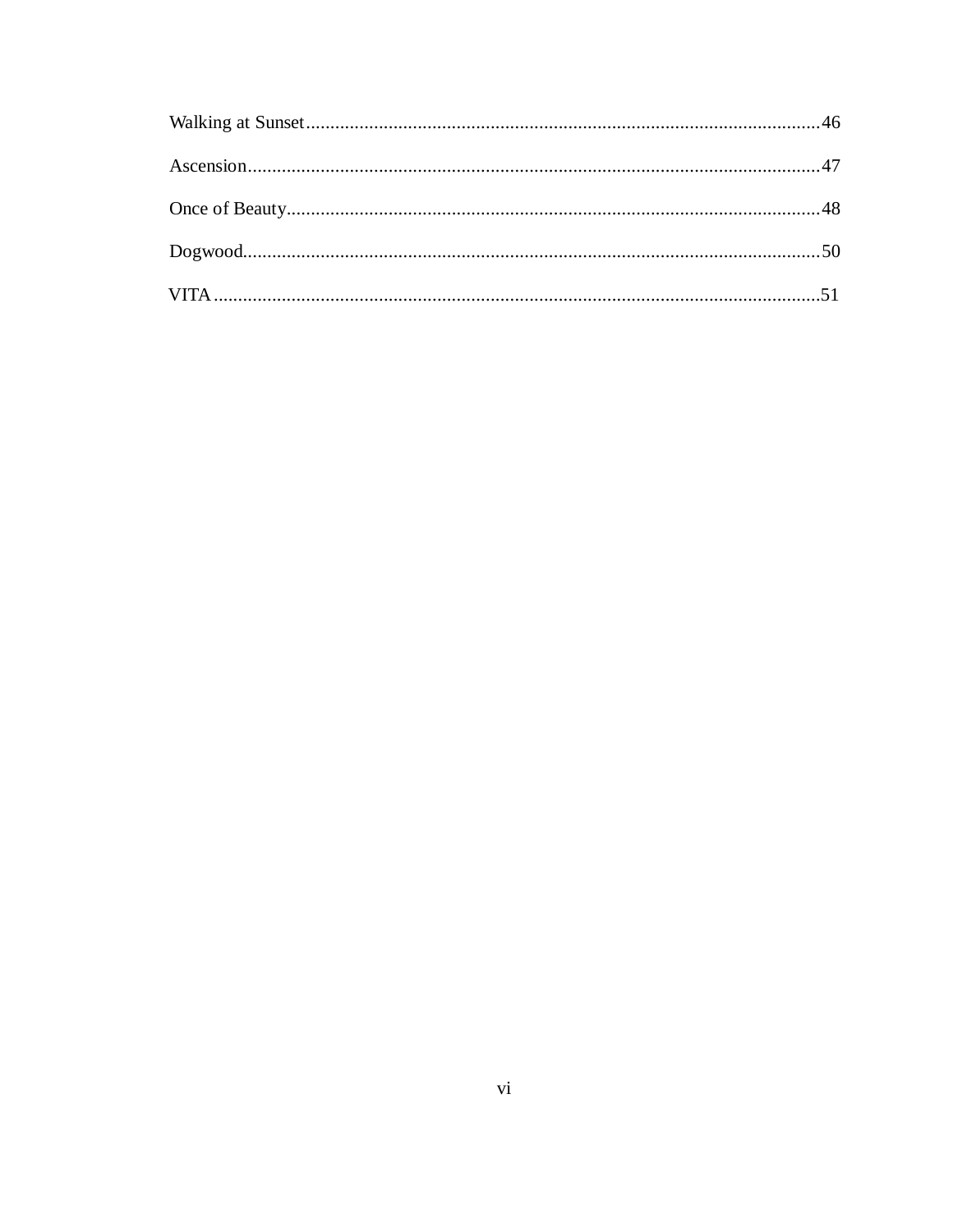Walking at Sunset....................................................................................................46

Ascension...............................................................................................................47

Once of Beauty.......................................................................................................48

Dogwood.................................................................................................................50

VITA.......................................................................................................................51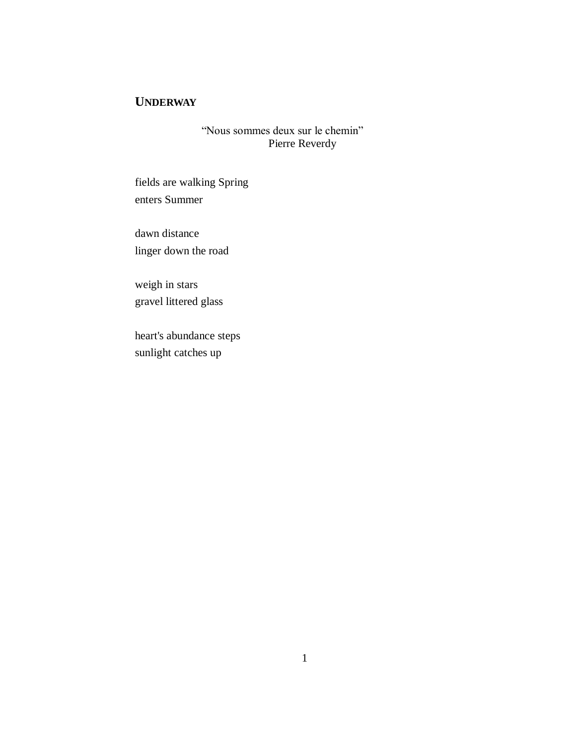## UNDERWAY

"Nous sommes deux sur le chemin"
Pierre Reverdy

fields are walking Spring
enters Summer

dawn distance
linger down the road

weigh in stars
gravel littered glass

heart's abundance steps
sunlight catches up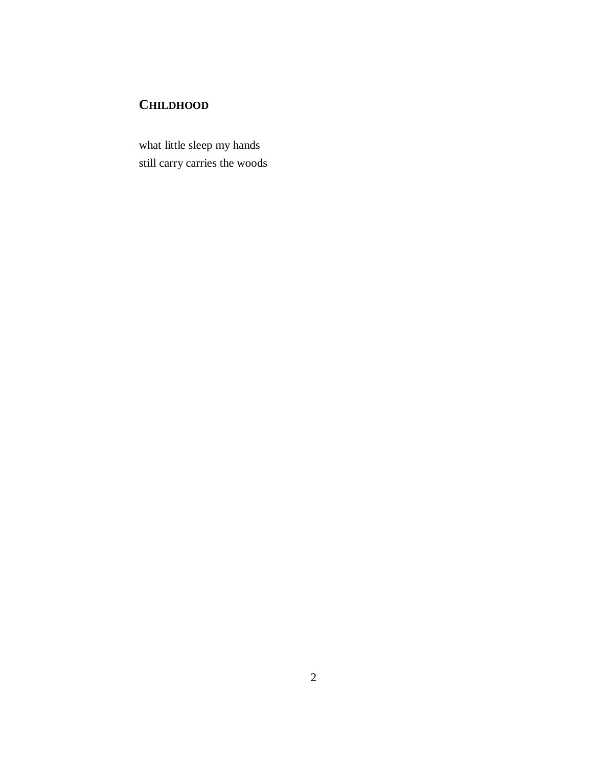## CHILDHOOD

what little sleep my hands  
still carry carries the woods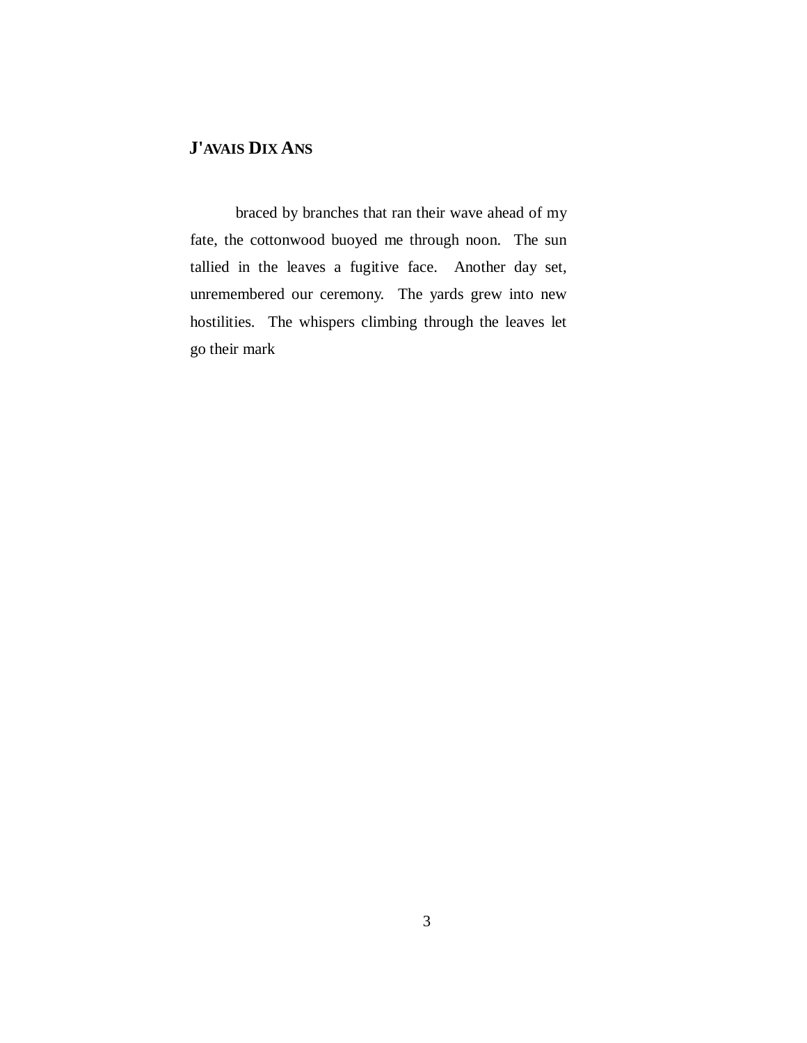## J'avais Dix Ans

braced by branches that ran their wave ahead of my fate, the cottonwood buoyed me through noon.  The sun tallied in the leaves a fugitive face.  Another day set, unremembered our ceremony.  The yards grew into new hostilities.  The whispers climbing through the leaves let go their mark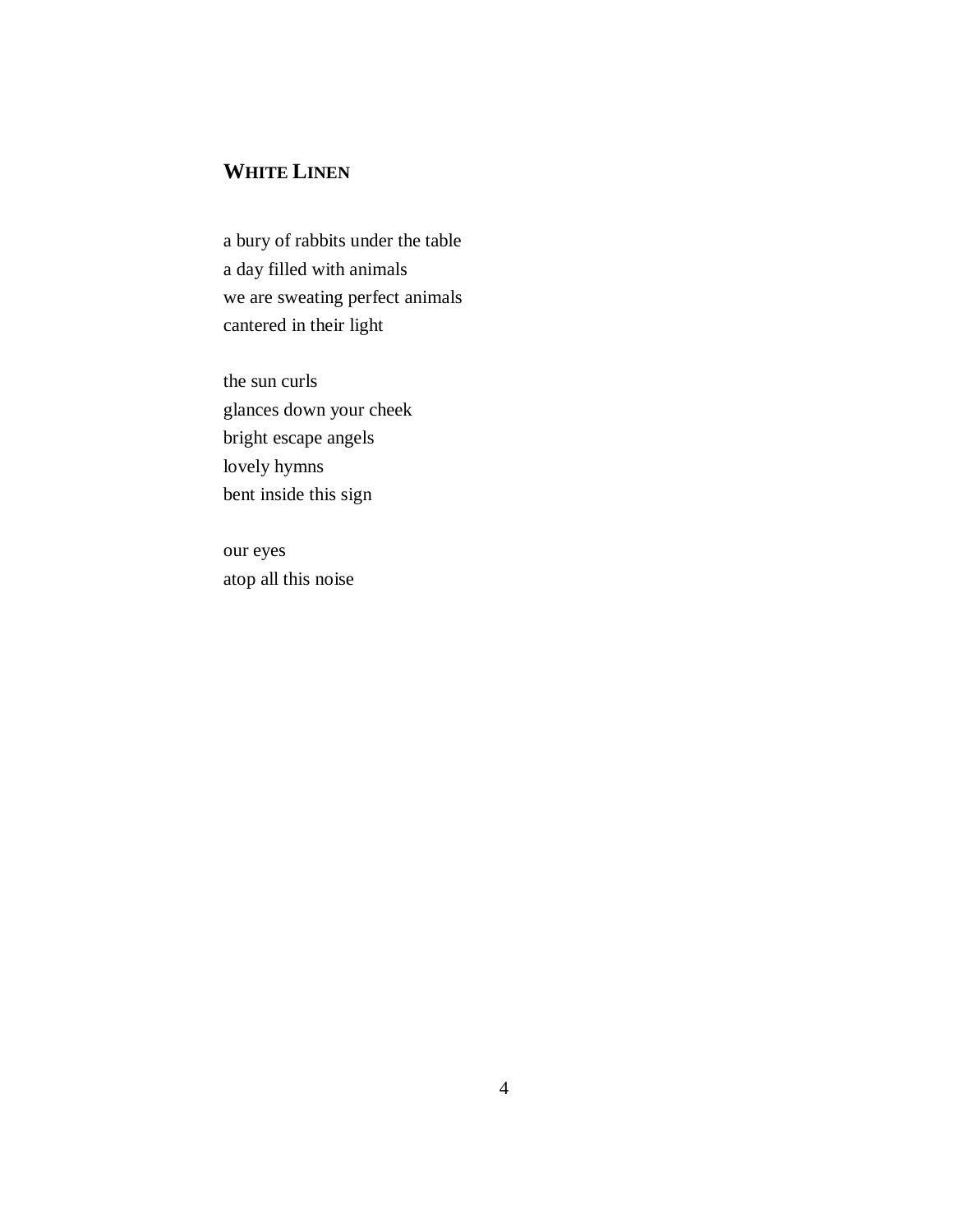## WHITE LINEN

a bury of rabbits under the table
a day filled with animals
we are sweating perfect animals
cantered in their light

the sun curls
glances down your cheek
bright escape angels
lovely hymns
bent inside this sign

our eyes
atop all this noise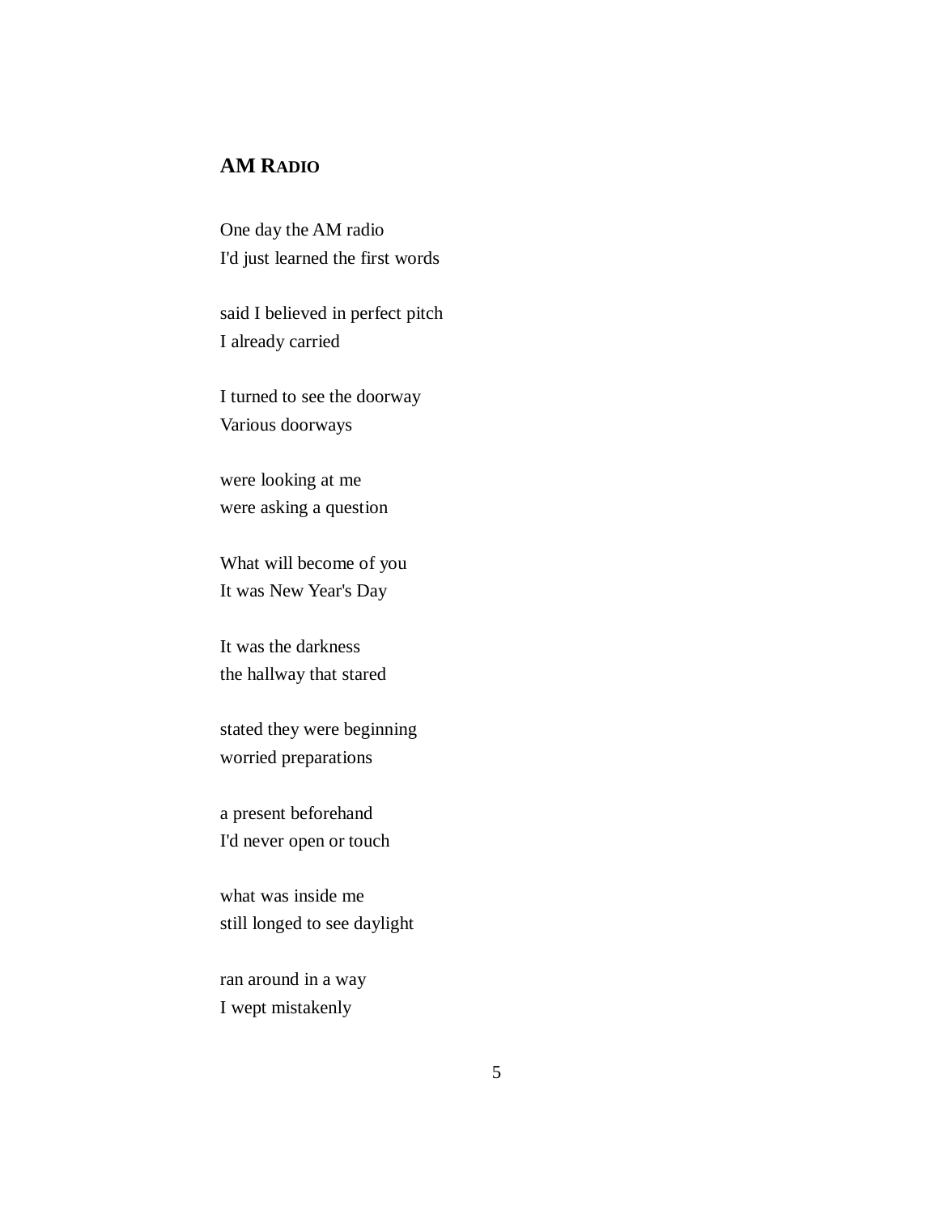## AM Radio

One day the AM radio
I'd just learned the first words

said I believed in perfect pitch
I already carried

I turned to see the doorway
Various doorways

were looking at me
were asking a question

What will become of you
It was New Year's Day

It was the darkness
the hallway that stared

stated they were beginning
worried preparations

a present beforehand
I'd never open or touch

what was inside me
still longed to see daylight

ran around in a way
I wept mistakenly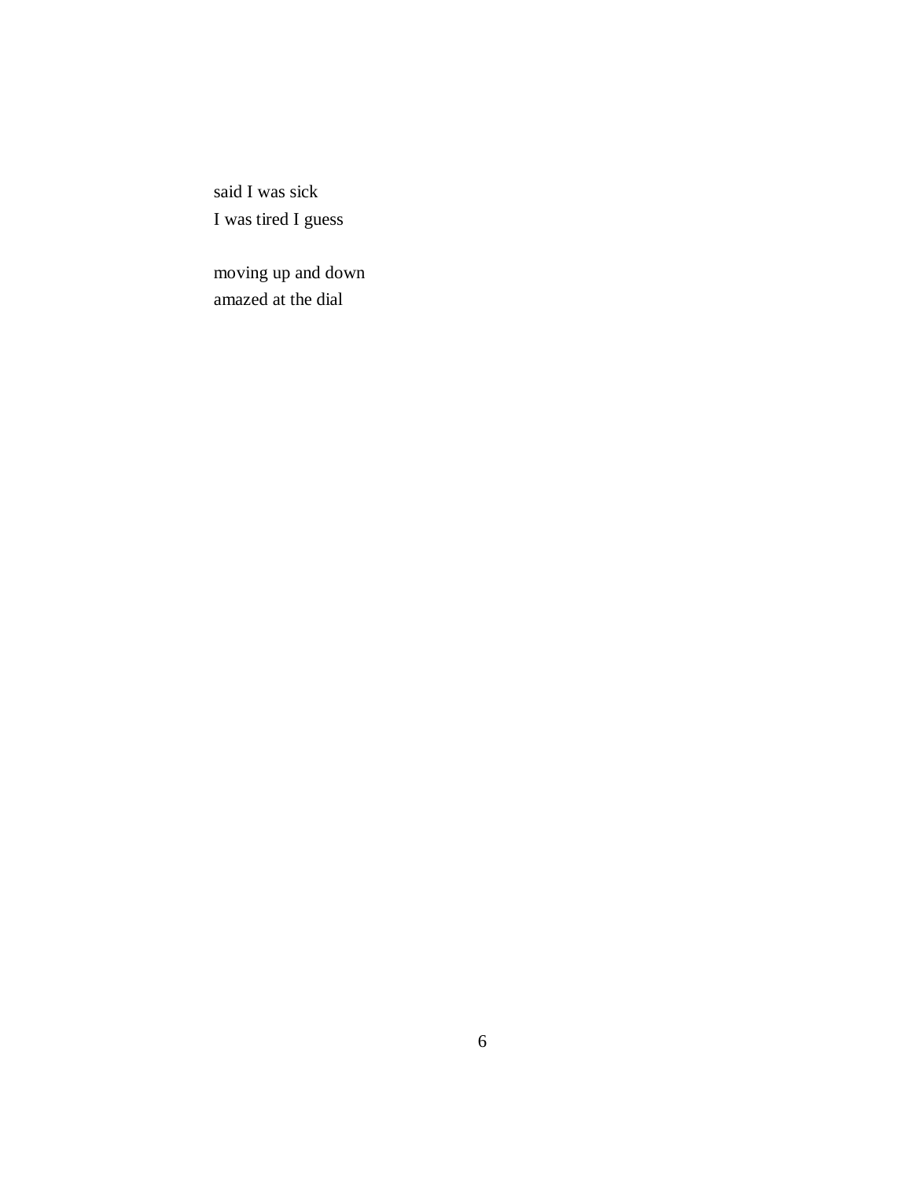said I was sick  
I was tired I guess

moving up and down  
amazed at the dial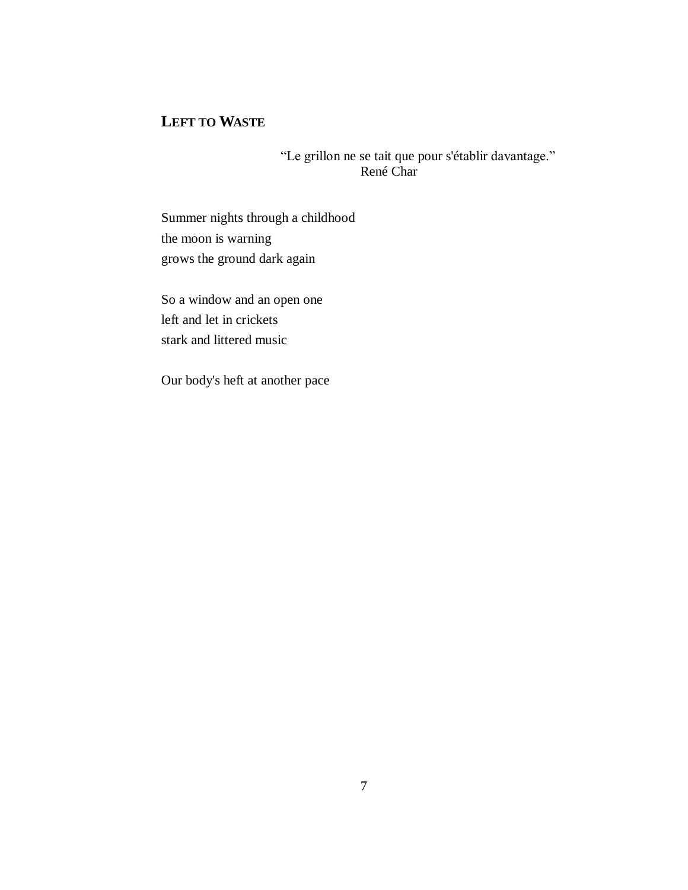## LEFT TO WASTE

> "Le grillon ne se tait que pour s'établir davantage."
> René Char

Summer nights through a childhood
the moon is warning
grows the ground dark again

So a window and an open one
left and let in crickets
stark and littered music

Our body's heft at another pace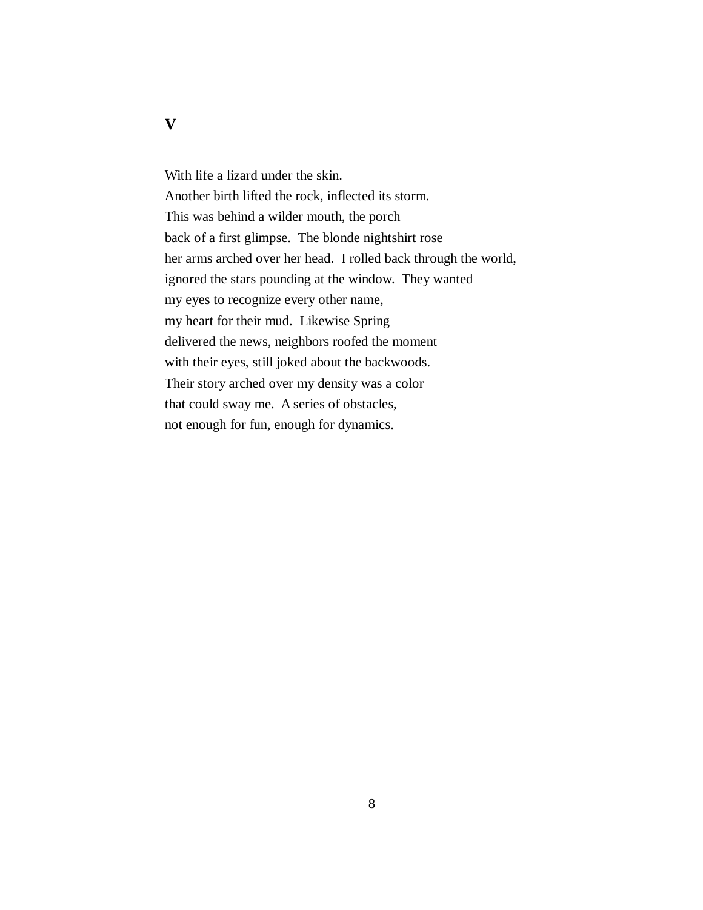**V**

With life a lizard under the skin.
Another birth lifted the rock, inflected its storm.
This was behind a wilder mouth, the porch
back of a first glimpse.  The blonde nightshirt rose
her arms arched over her head.  I rolled back through the world,
ignored the stars pounding at the window.  They wanted
my eyes to recognize every other name,
my heart for their mud.  Likewise Spring
delivered the news, neighbors roofed the moment
with their eyes, still joked about the backwoods.
Their story arched over my density was a color
that could sway me.  A series of obstacles,
not enough for fun, enough for dynamics.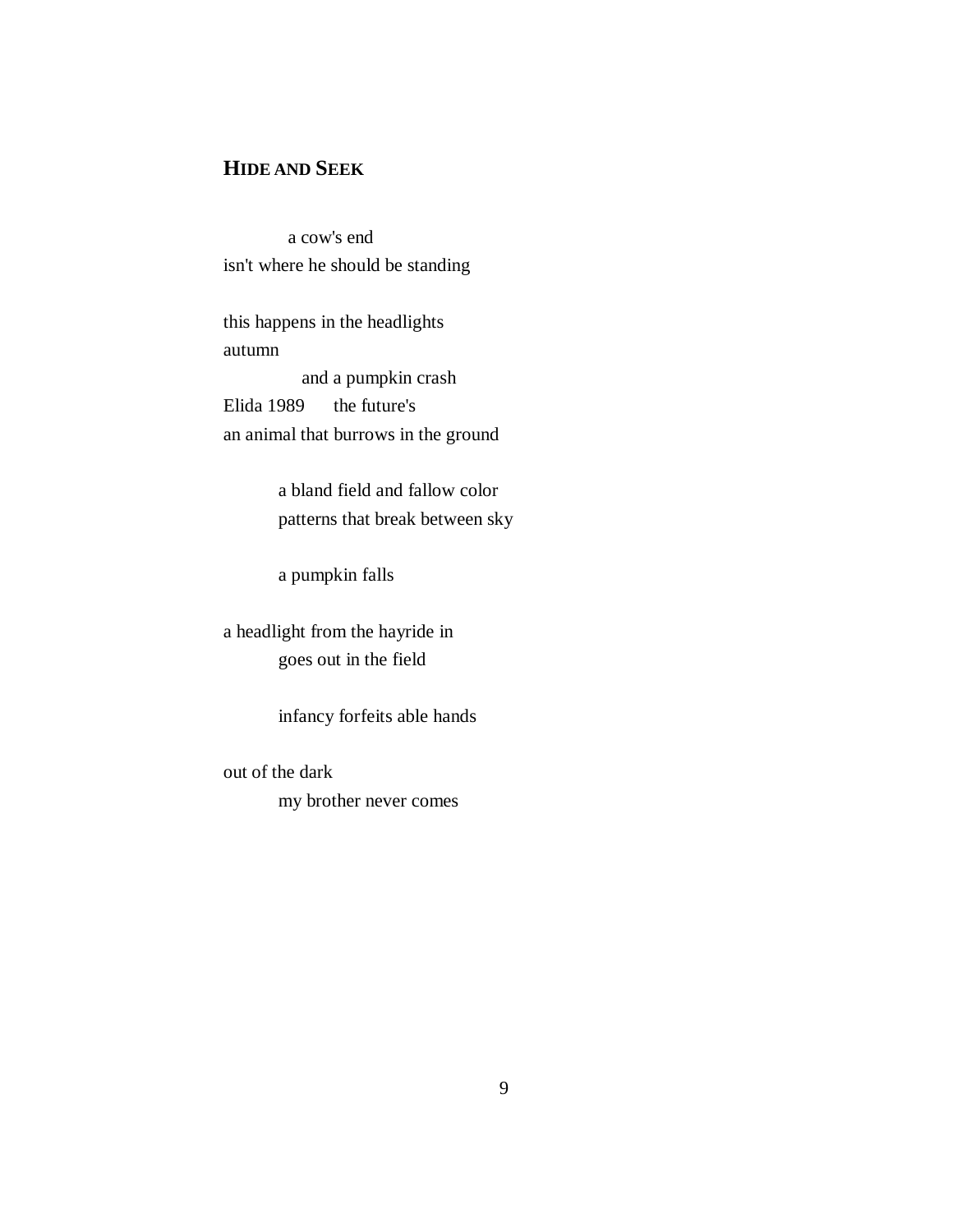## Hide and Seek

&nbsp;&nbsp;&nbsp;&nbsp;&nbsp;&nbsp;&nbsp;&nbsp;a cow's end
isn't where he should be standing

this happens in the headlights
autumn
&nbsp;&nbsp;&nbsp;&nbsp;&nbsp;&nbsp;&nbsp;&nbsp;&nbsp;&nbsp;and a pumpkin crash
Elida 1989&nbsp;&nbsp;&nbsp;&nbsp;&nbsp;&nbsp;the future's
an animal that burrows in the ground

&nbsp;&nbsp;&nbsp;&nbsp;&nbsp;&nbsp;&nbsp;&nbsp;a bland field and fallow color
&nbsp;&nbsp;&nbsp;&nbsp;&nbsp;&nbsp;&nbsp;&nbsp;patterns that break between sky

&nbsp;&nbsp;&nbsp;&nbsp;&nbsp;&nbsp;&nbsp;&nbsp;a pumpkin falls

a headlight from the hayride in
&nbsp;&nbsp;&nbsp;&nbsp;&nbsp;&nbsp;&nbsp;&nbsp;goes out in the field

&nbsp;&nbsp;&nbsp;&nbsp;&nbsp;&nbsp;&nbsp;&nbsp;infancy forfeits able hands

out of the dark
&nbsp;&nbsp;&nbsp;&nbsp;&nbsp;&nbsp;&nbsp;&nbsp;my brother never comes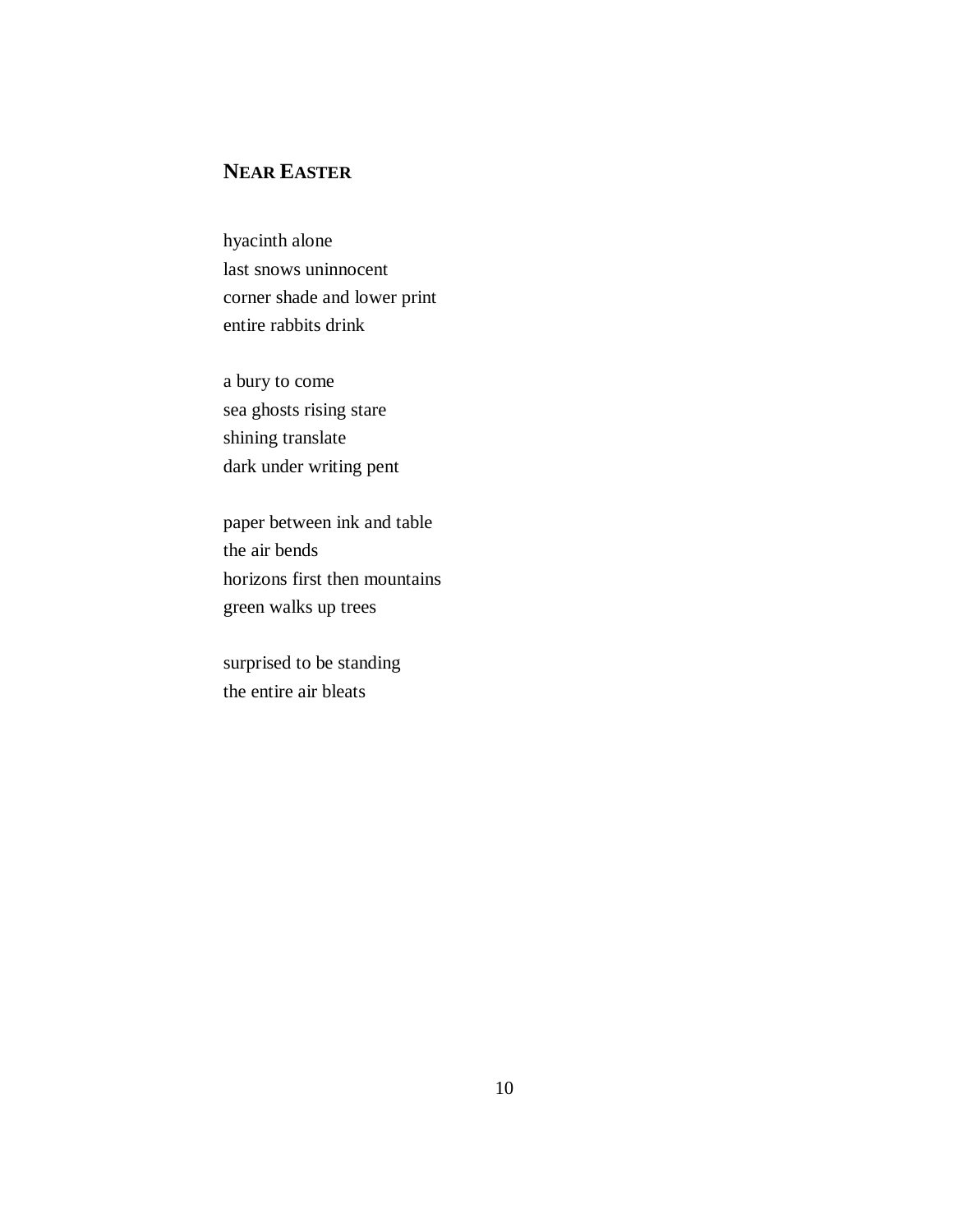## NEAR EASTER

hyacinth alone  
last snows uninnocent  
corner shade and lower print  
entire rabbits drink

a bury to come  
sea ghosts rising stare  
shining translate  
dark under writing pent

paper between ink and table  
the air bends  
horizons first then mountains  
green walks up trees

surprised to be standing  
the entire air bleats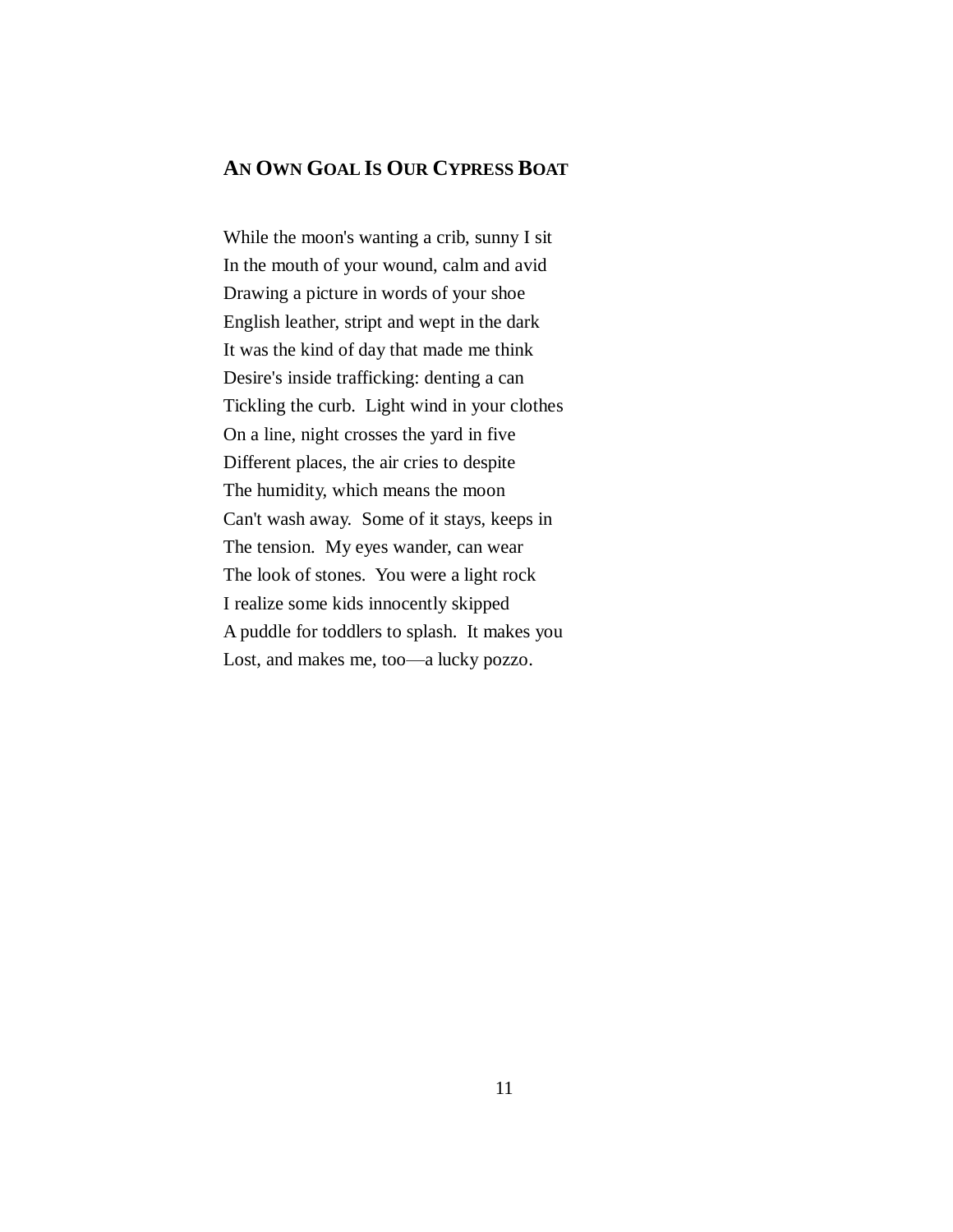## AN OWN GOAL IS OUR CYPRESS BOAT

While the moon's wanting a crib, sunny I sit
In the mouth of your wound, calm and avid
Drawing a picture in words of your shoe
English leather, stript and wept in the dark
It was the kind of day that made me think
Desire's inside trafficking: denting a can
Tickling the curb.  Light wind in your clothes
On a line, night crosses the yard in five
Different places, the air cries to despite
The humidity, which means the moon
Can't wash away.  Some of it stays, keeps in
The tension.  My eyes wander, can wear
The look of stones.  You were a light rock
I realize some kids innocently skipped
A puddle for toddlers to splash.  It makes you
Lost, and makes me, too—a lucky pozzo.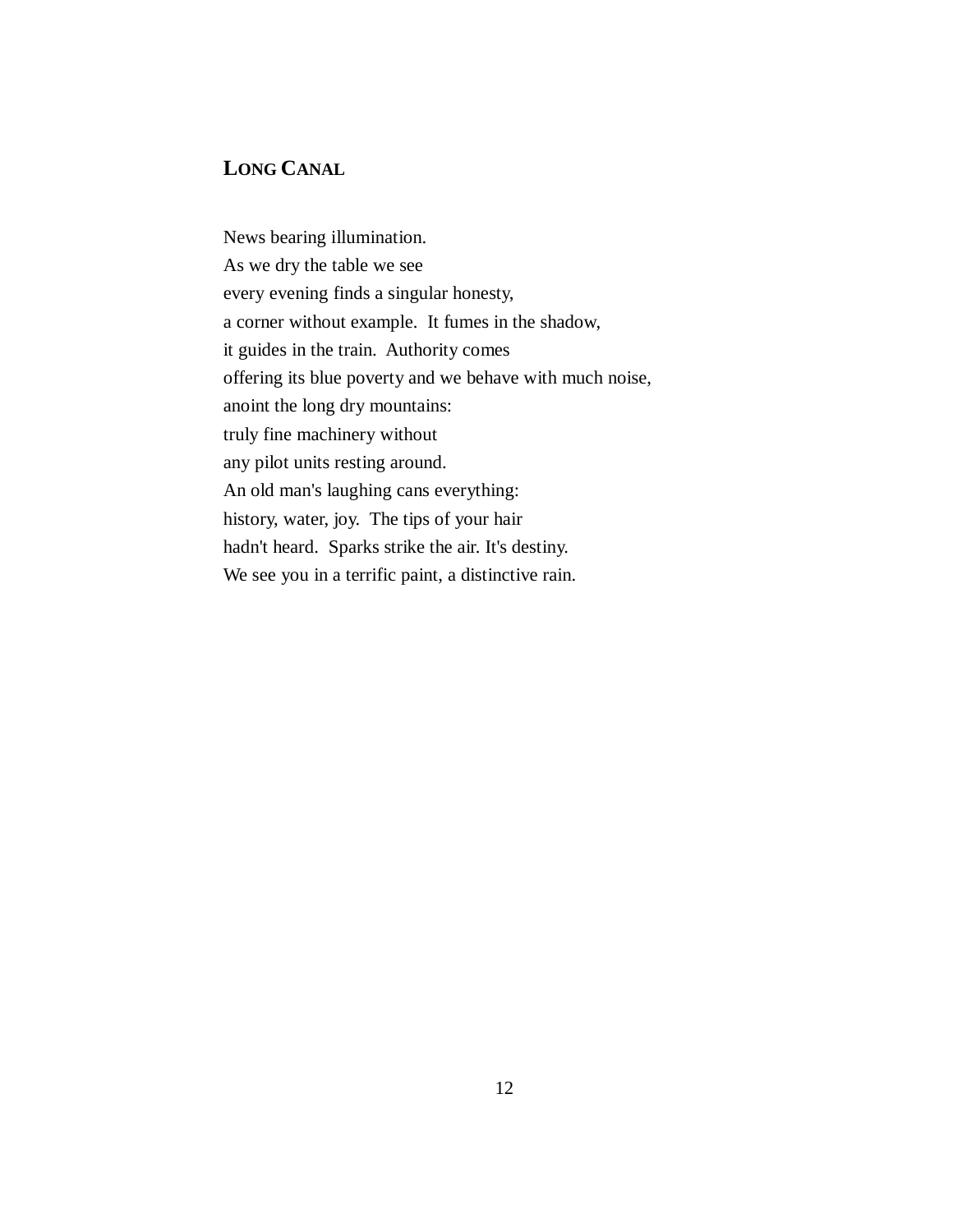## LONG CANAL

News bearing illumination.  
As we dry the table we see  
every evening finds a singular honesty,  
a corner without example.  It fumes in the shadow,  
it guides in the train.  Authority comes  
offering its blue poverty and we behave with much noise,  
anoint the long dry mountains:  
truly fine machinery without  
any pilot units resting around.  
An old man's laughing cans everything:  
history, water, joy.  The tips of your hair  
hadn't heard.  Sparks strike the air. It's destiny.  
We see you in a terrific paint, a distinctive rain.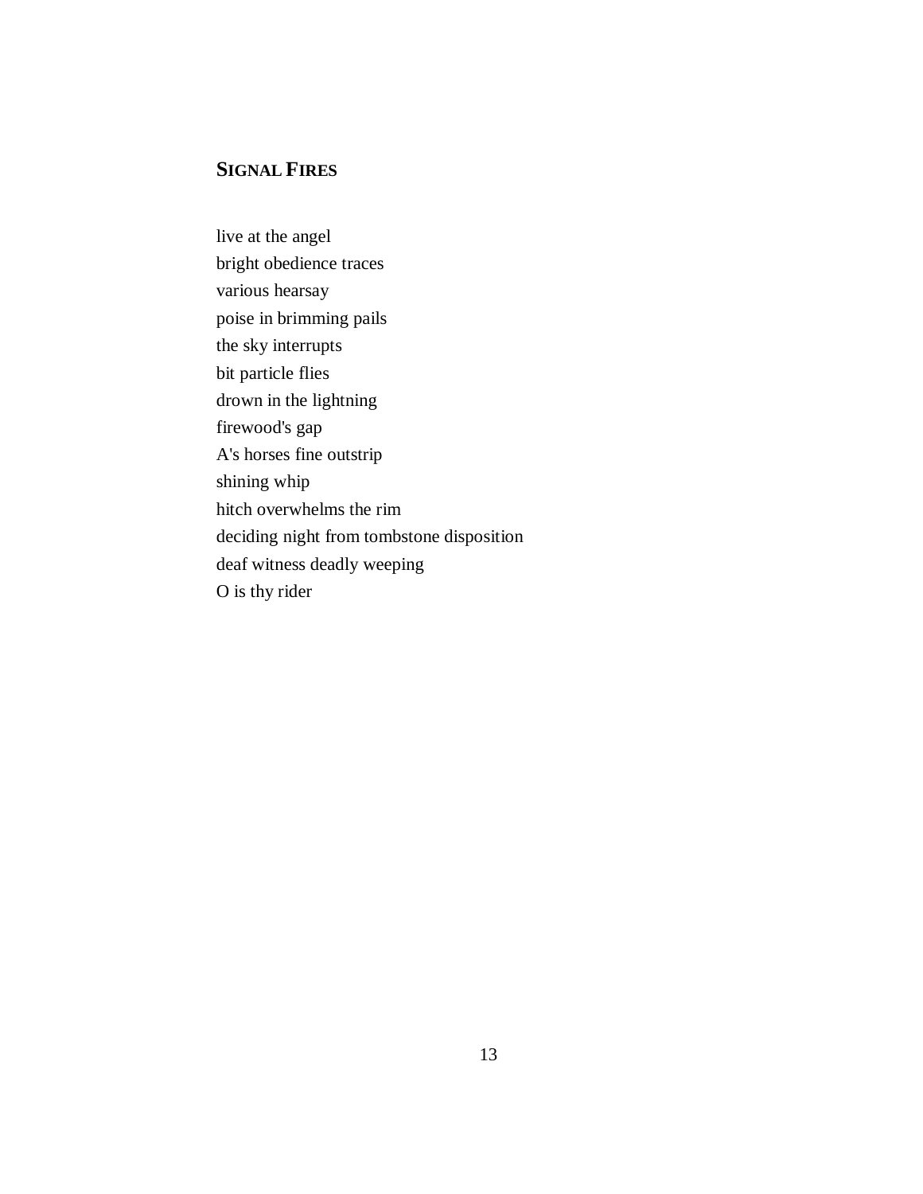## SIGNAL FIRES

live at the angel
bright obedience traces
various hearsay
poise in brimming pails
the sky interrupts
bit particle flies
drown in the lightning
firewood's gap
A's horses fine outstrip
shining whip
hitch overwhelms the rim
deciding night from tombstone disposition
deaf witness deadly weeping
O is thy rider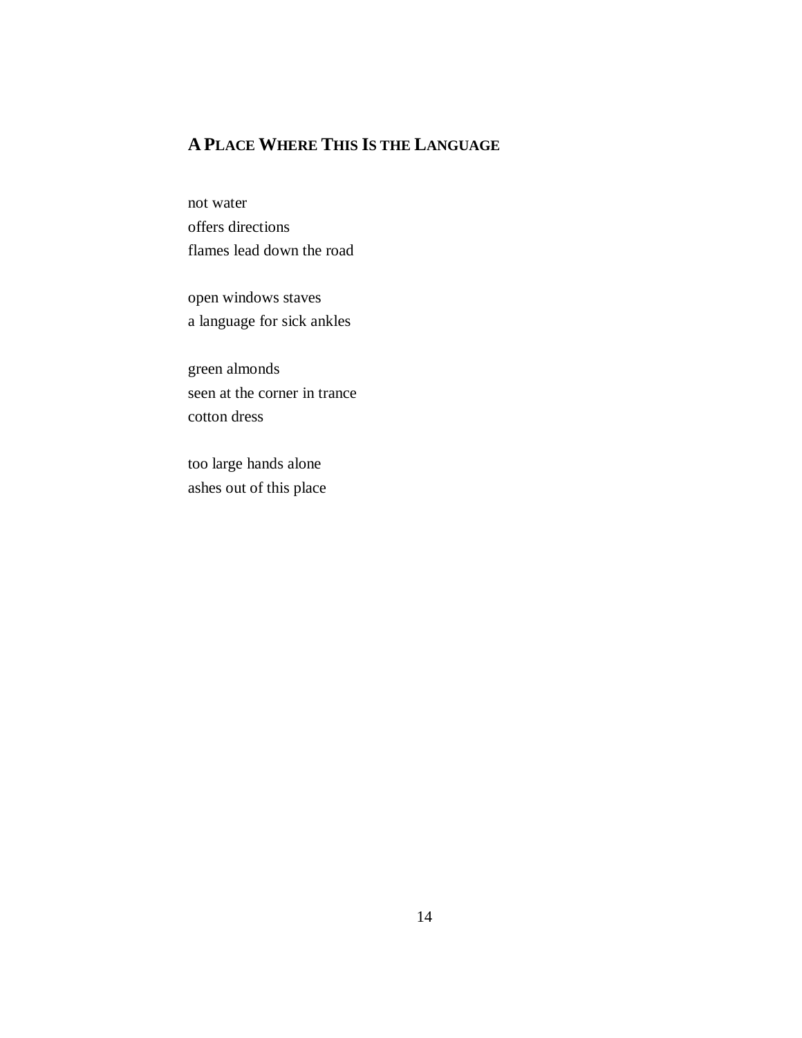## A Place Where This Is the Language

not water  
offers directions  
flames lead down the road

open windows staves  
a language for sick ankles

green almonds  
seen at the corner in trance  
cotton dress

too large hands alone  
ashes out of this place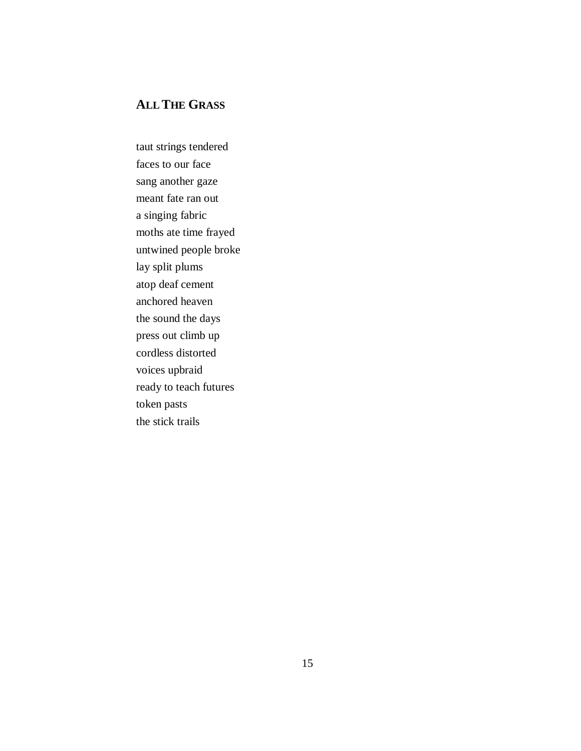## ALL THE GRASS

taut strings tendered  
faces to our face  
sang another gaze  
meant fate ran out  
a singing fabric  
moths ate time frayed  
untwined people broke  
lay split plums  
atop deaf cement  
anchored heaven  
the sound the days  
press out climb up  
cordless distorted  
voices upbraid  
ready to teach futures  
token pasts  
the stick trails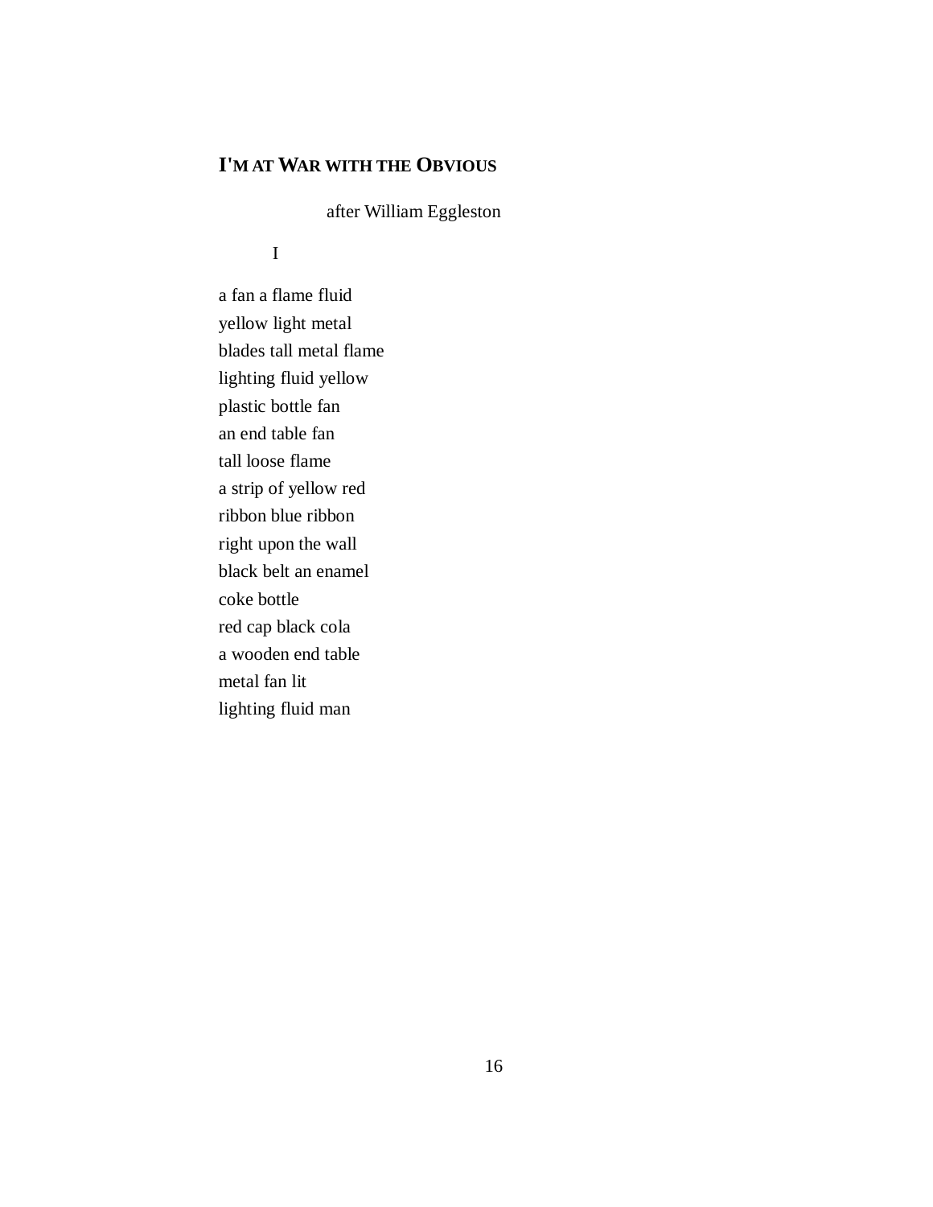## I'M AT WAR WITH THE OBVIOUS

after William Eggleston

I

a fan a flame fluid  
yellow light metal  
blades tall metal flame  
lighting fluid yellow  
plastic bottle fan  
an end table fan  
tall loose flame  
a strip of yellow red  
ribbon blue ribbon  
right upon the wall  
black belt an enamel  
coke bottle  
red cap black cola  
a wooden end table  
metal fan lit  
lighting fluid man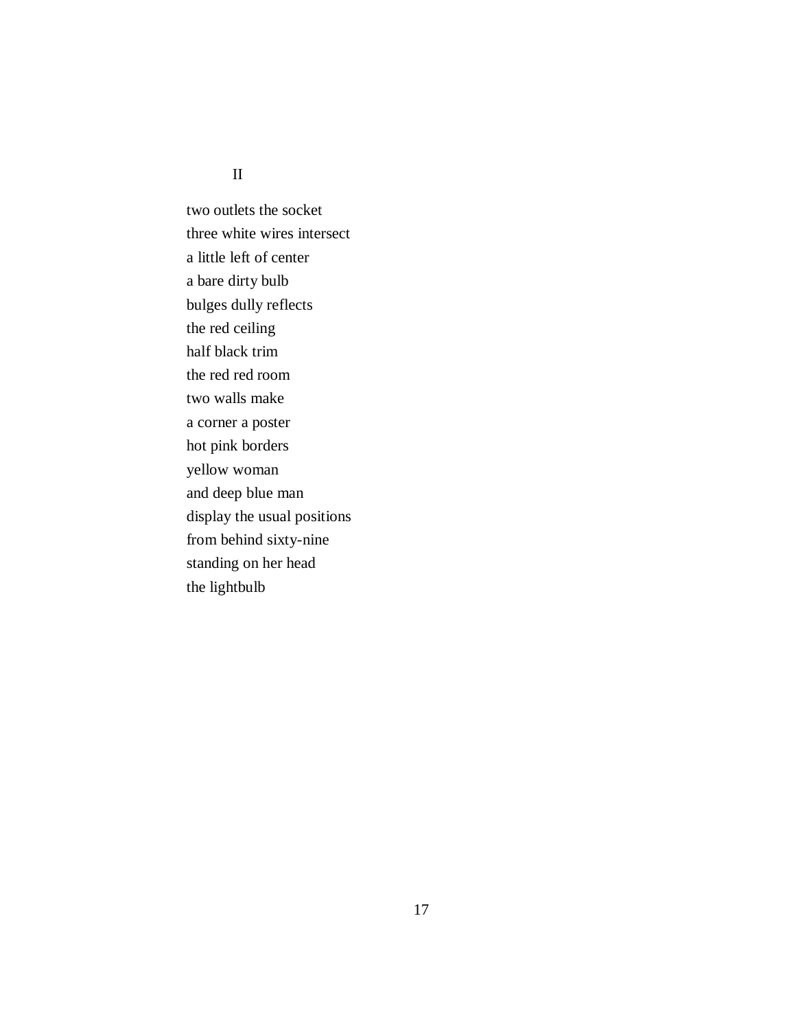II

two outlets the socket  
three white wires intersect  
a little left of center  
a bare dirty bulb  
bulges dully reflects  
the red ceiling  
half black trim  
the red red room  
two walls make  
a corner a poster  
hot pink borders  
yellow woman  
and deep blue man  
display the usual positions  
from behind sixty-nine  
standing on her head  
the lightbulb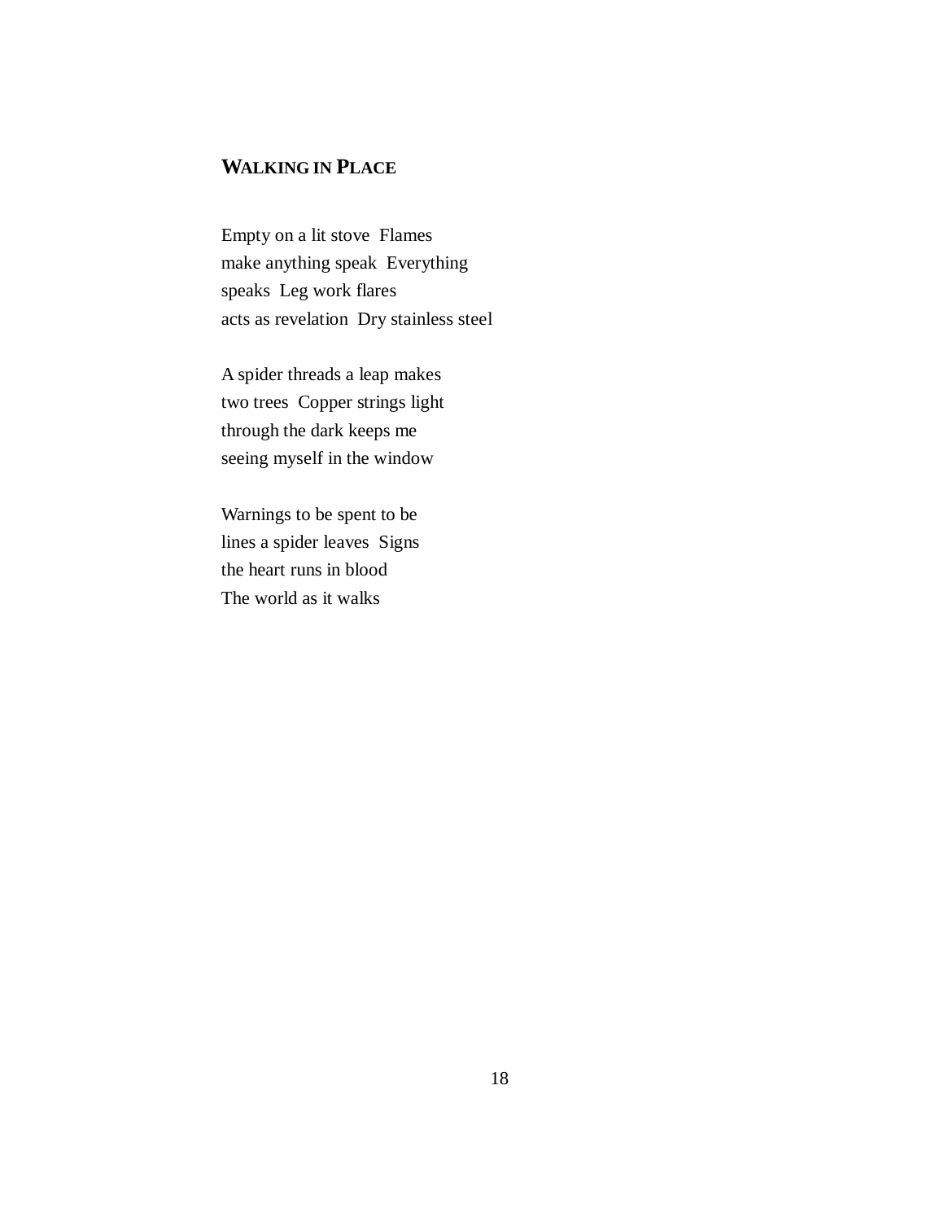## WALKING IN PLACE

Empty on a lit stove  Flames  
make anything speak  Everything  
speaks  Leg work flares  
acts as revelation  Dry stainless steel

A spider threads a leap makes  
two trees  Copper strings light  
through the dark keeps me  
seeing myself in the window

Warnings to be spent to be  
lines a spider leaves  Signs  
the heart runs in blood  
The world as it walks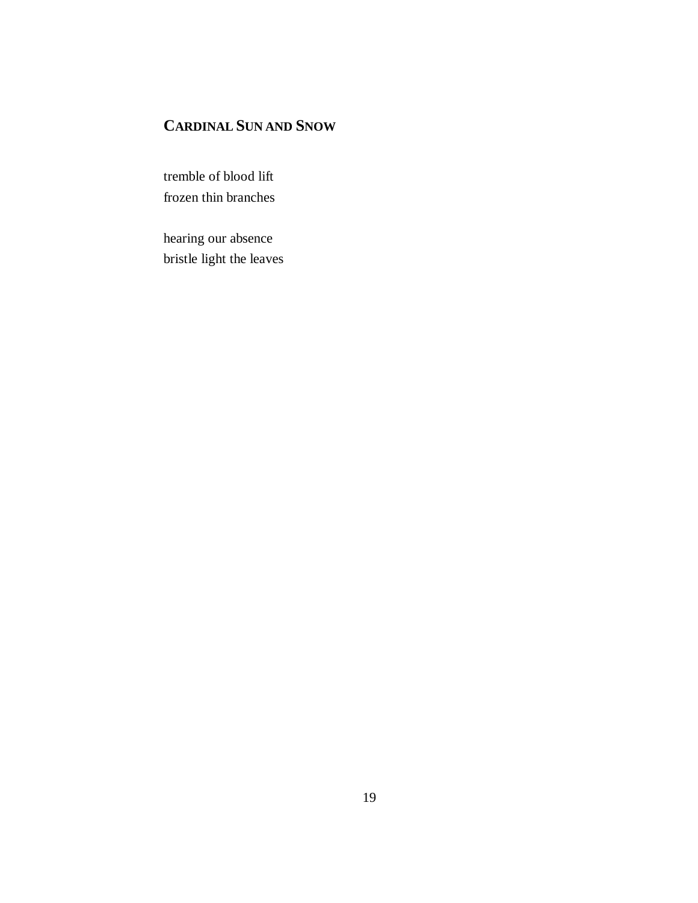## CARDINAL SUN AND SNOW

tremble of blood lift
frozen thin branches

hearing our absence
bristle light the leaves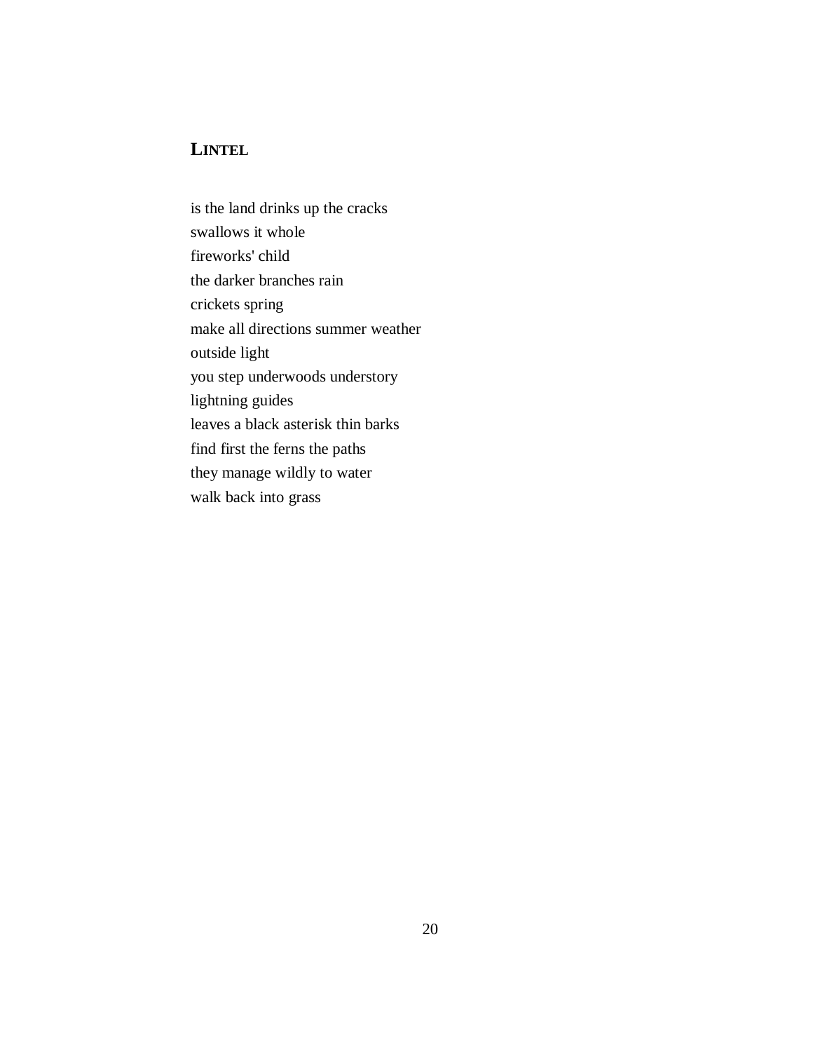## LINTEL

is the land drinks up the cracks
swallows it whole
fireworks' child
the darker branches rain
crickets spring
make all directions summer weather
outside light
you step underwoods understory
lightning guides
leaves a black asterisk thin barks
find first the ferns the paths
they manage wildly to water
walk back into grass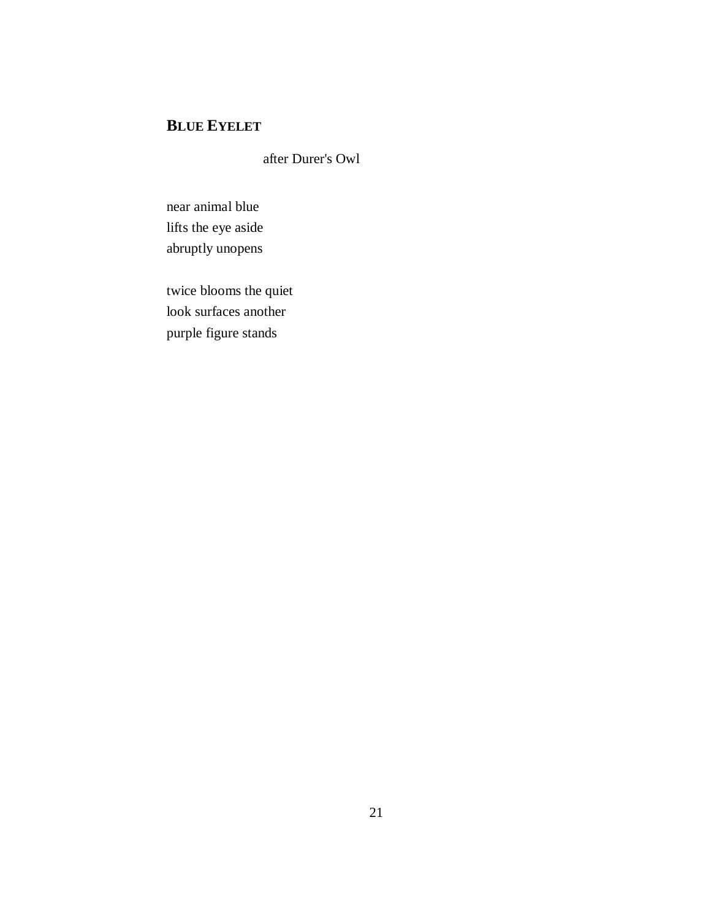## **BLUE EYELET**

after Durer's Owl

near animal blue  
lifts the eye aside  
abruptly unopens

twice blooms the quiet  
look surfaces another  
purple figure stands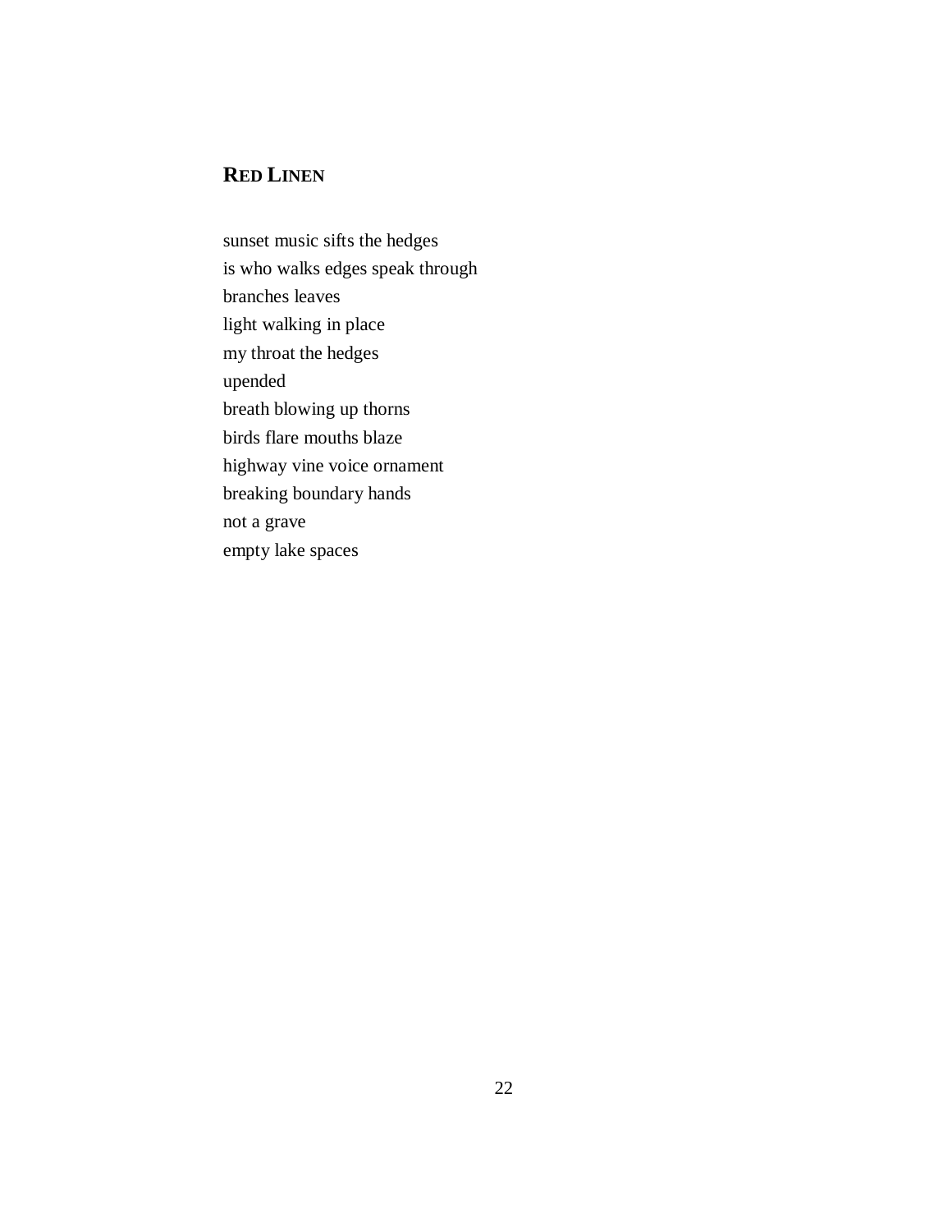## RED LINEN

sunset music sifts the hedges  
is who walks edges speak through  
branches leaves  
light walking in place  
my throat the hedges  
upended  
breath blowing up thorns  
birds flare mouths blaze  
highway vine voice ornament  
breaking boundary hands  
not a grave  
empty lake spaces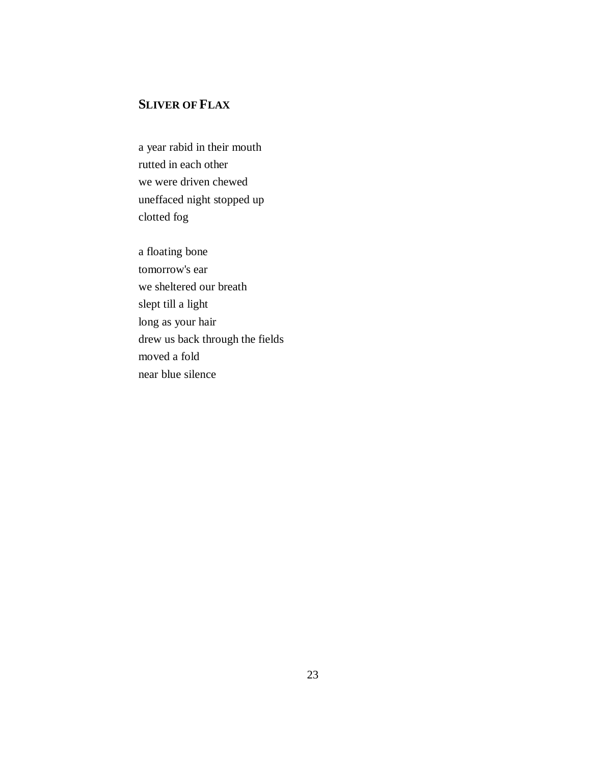## SLIVER OF FLAX

a year rabid in their mouth
rutted in each other
we were driven chewed
uneffaced night stopped up
clotted fog

a floating bone
tomorrow's ear
we sheltered our breath
slept till a light
long as your hair
drew us back through the fields
moved a fold
near blue silence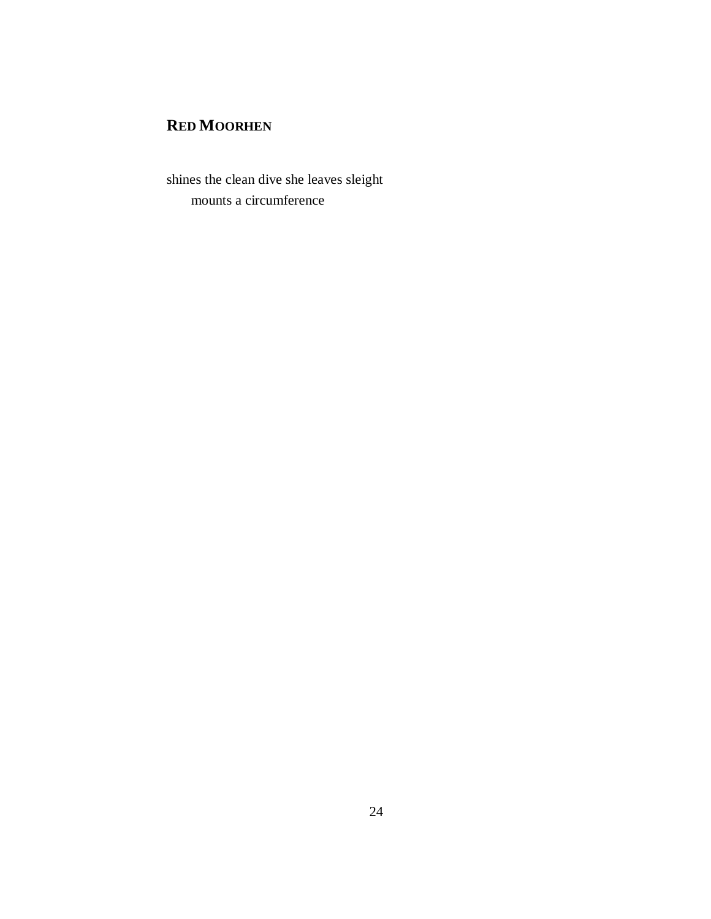## RED MOORHEN

shines the clean dive she leaves sleight
    mounts a circumference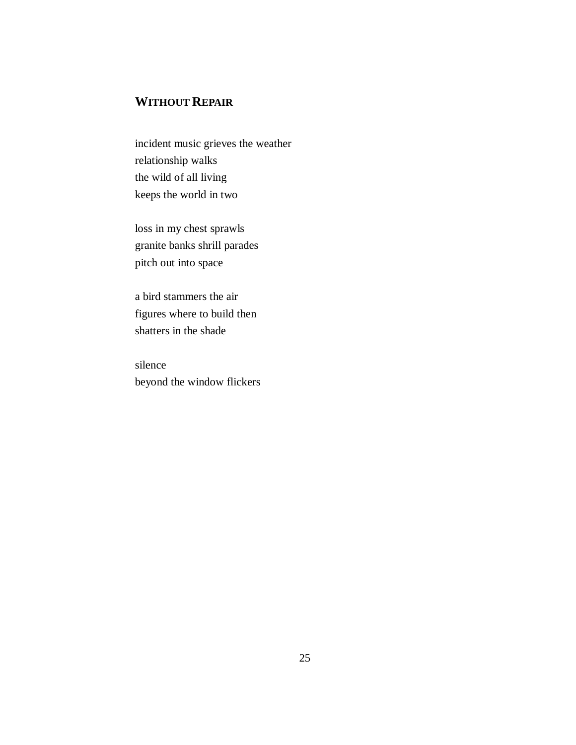## WITHOUT REPAIR

incident music grieves the weather  
relationship walks  
the wild of all living  
keeps the world in two

loss in my chest sprawls  
granite banks shrill parades  
pitch out into space

a bird stammers the air  
figures where to build then  
shatters in the shade

silence  
beyond the window flickers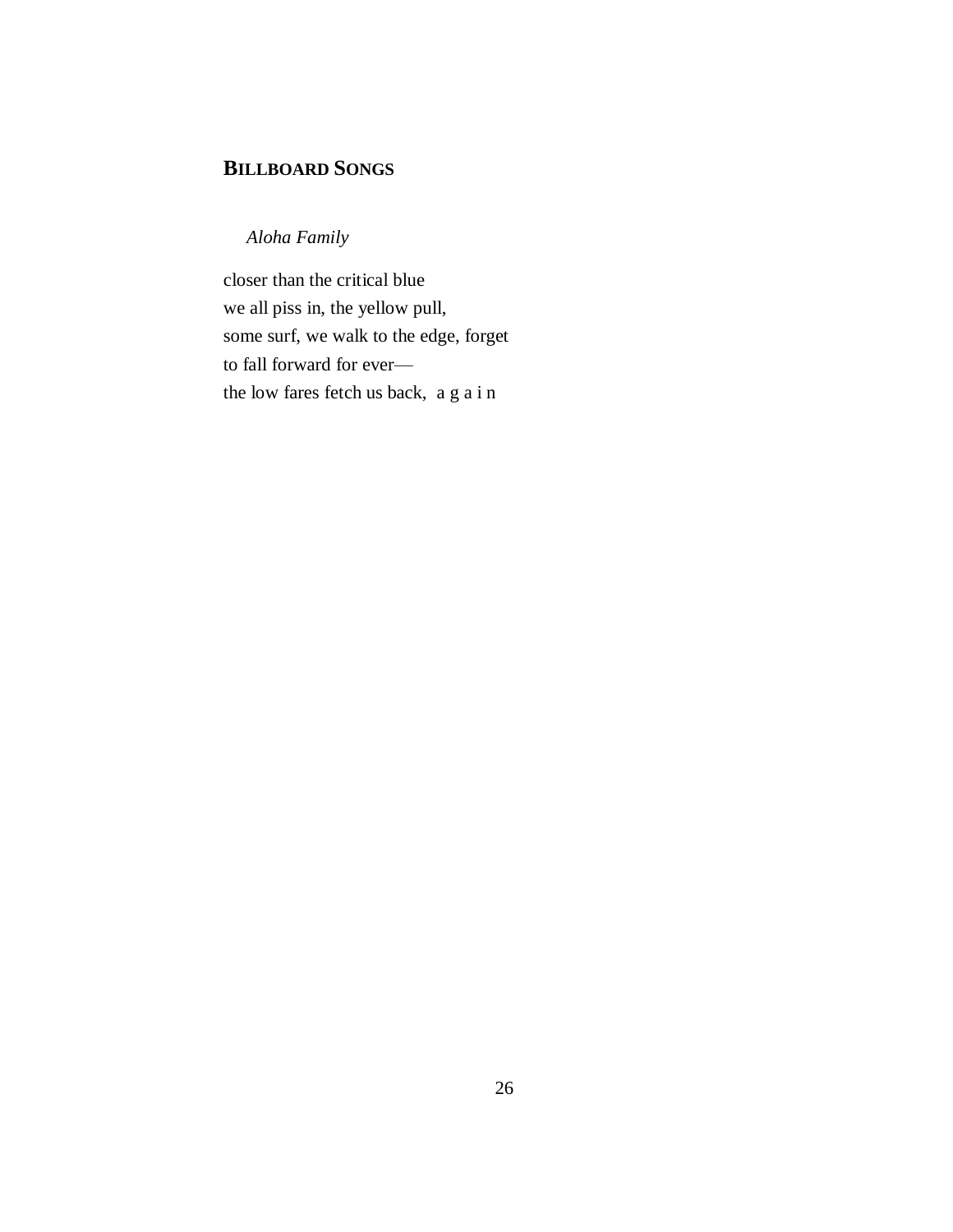## BILLBOARD SONGS

*Aloha Family*

closer than the critical blue  
we all piss in, the yellow pull,  
some surf, we walk to the edge, forget  
to fall forward for ever—  
the low fares fetch us back,  a g a i n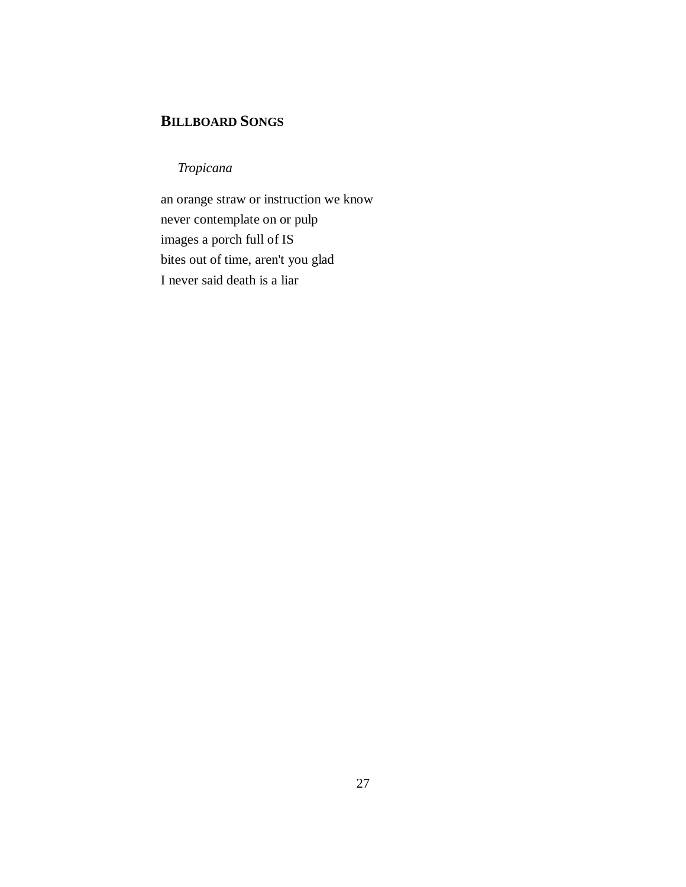## **BILLBOARD SONGS**

*Tropicana*

an orange straw or instruction we know
never contemplate on or pulp
images a porch full of IS
bites out of time, aren't you glad
I never said death is a liar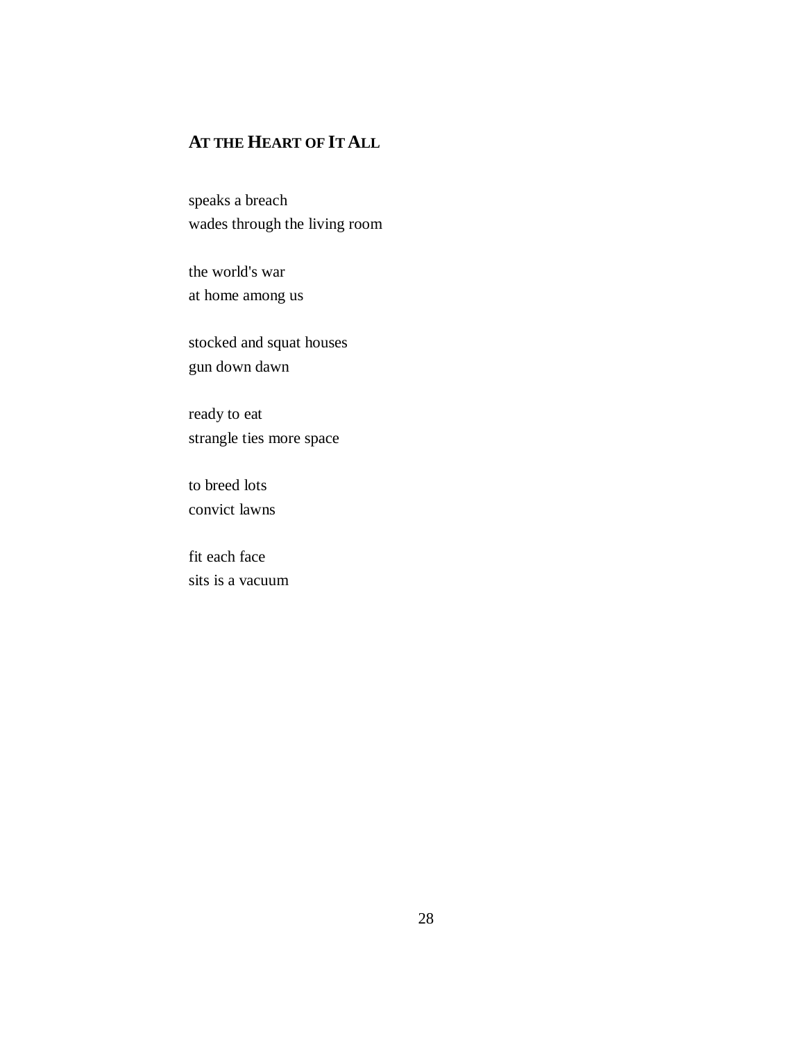## AT THE HEART OF IT ALL

speaks a breach
wades through the living room

the world's war
at home among us

stocked and squat houses
gun down dawn

ready to eat
strangle ties more space

to breed lots
convict lawns

fit each face
sits is a vacuum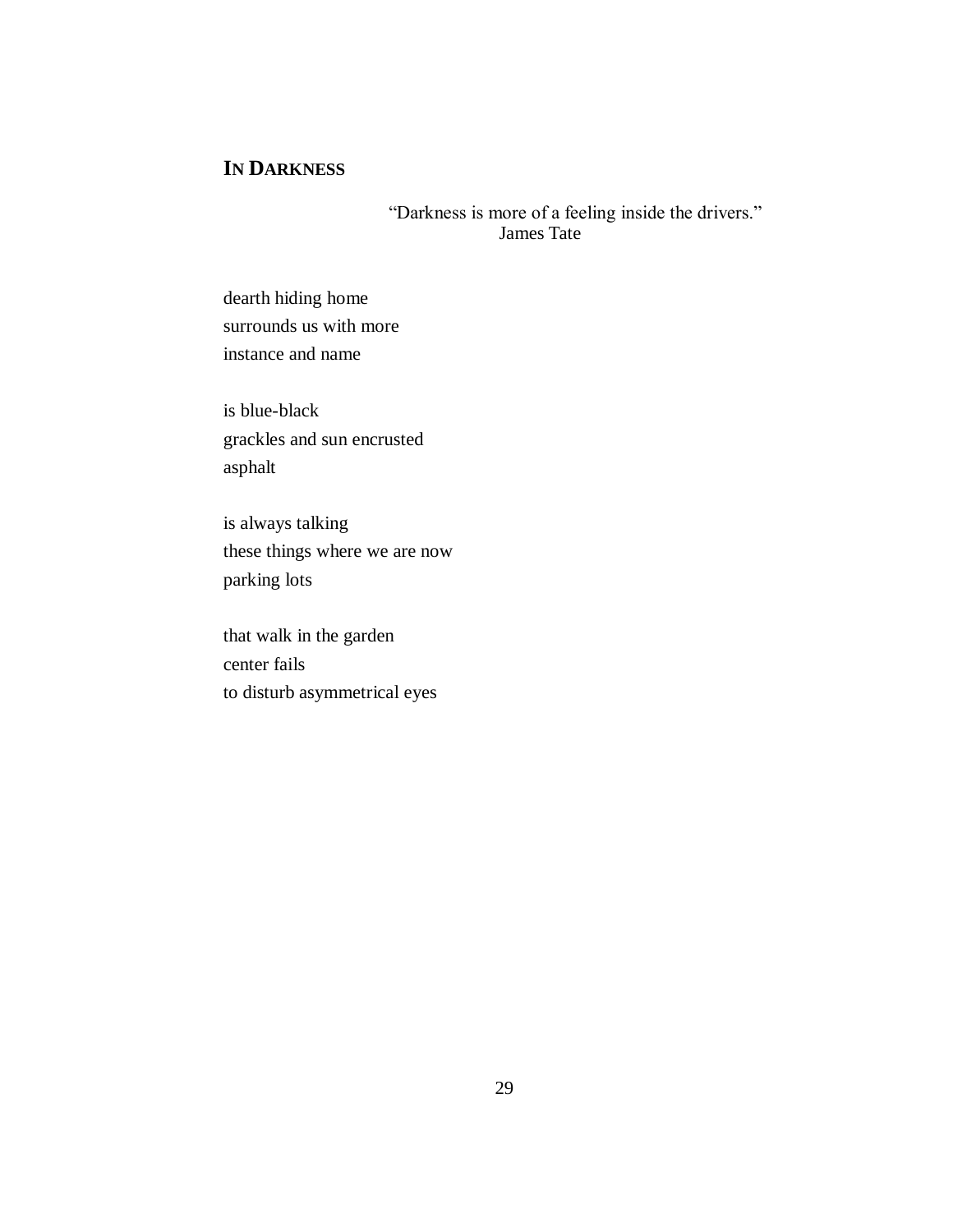## IN DARKNESS

> "Darkness is more of a feeling inside the drivers."
> James Tate

dearth hiding home
surrounds us with more
instance and name

is blue-black
grackles and sun encrusted
asphalt

is always talking
these things where we are now
parking lots

that walk in the garden
center fails
to disturb asymmetrical eyes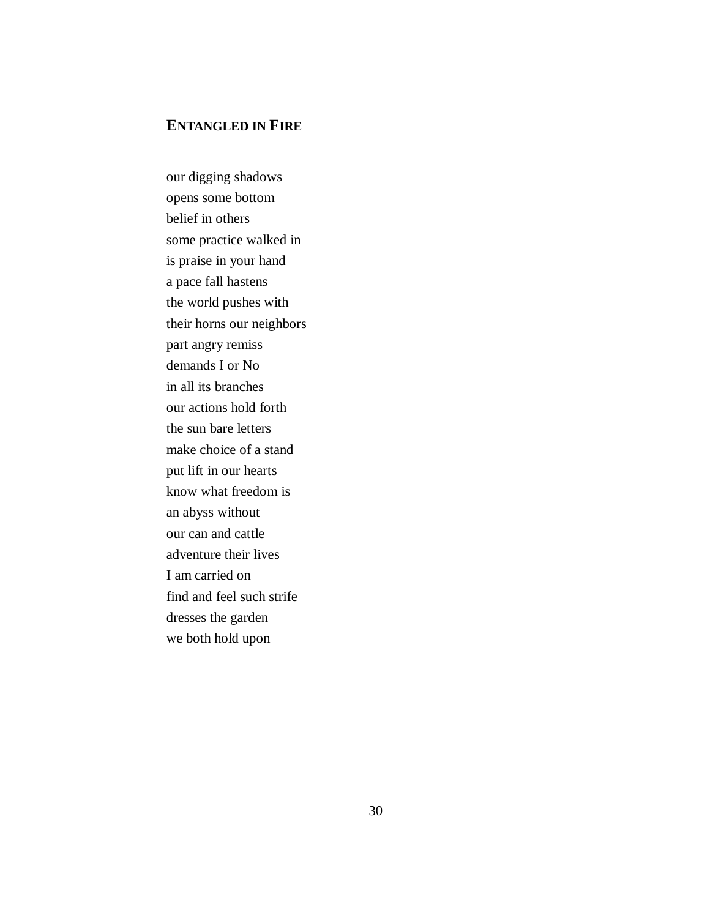## ENTANGLED IN FIRE

our digging shadows
opens some bottom
belief in others
some practice walked in
is praise in your hand
a pace fall hastens
the world pushes with
their horns our neighbors
part angry remiss
demands I or No
in all its branches
our actions hold forth
the sun bare letters
make choice of a stand
put lift in our hearts
know what freedom is
an abyss without
our can and cattle
adventure their lives
I am carried on
find and feel such strife
dresses the garden
we both hold upon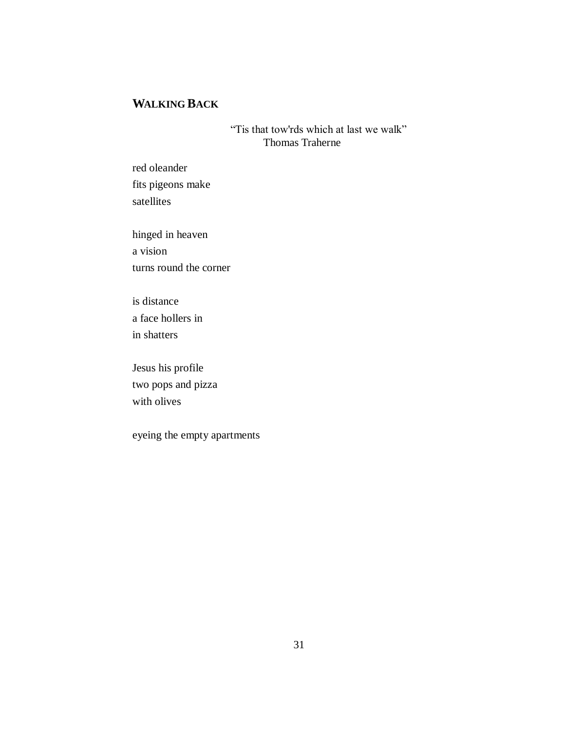## WALKING BACK

> "Tis that tow'rds which at last we walk"
> Thomas Traherne

red oleander  
fits pigeons make  
satellites

hinged in heaven  
a vision  
turns round the corner

is distance  
a face hollers in  
in shatters

Jesus his profile  
two pops and pizza  
with olives

eyeing the empty apartments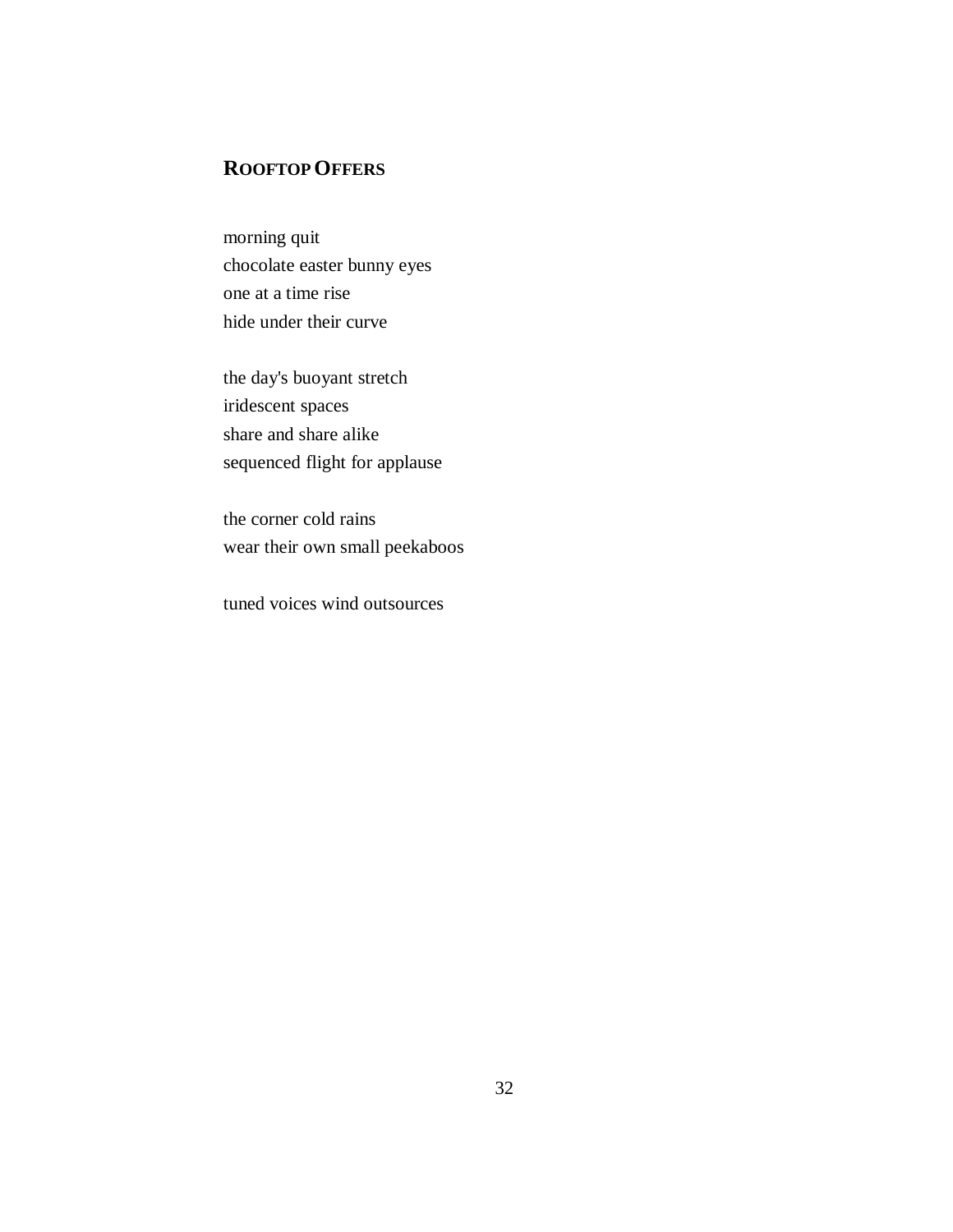## **ROOFTOP OFFERS**

morning quit  
chocolate easter bunny eyes  
one at a time rise  
hide under their curve

the day's buoyant stretch  
iridescent spaces  
share and share alike  
sequenced flight for applause

the corner cold rains  
wear their own small peekaboos

tuned voices wind outsources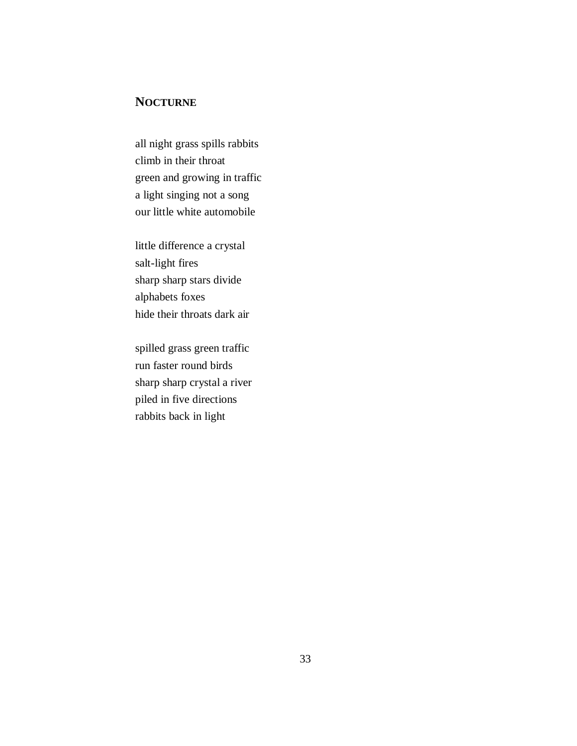## NOCTURNE

all night grass spills rabbits
climb in their throat
green and growing in traffic
a light singing not a song
our little white automobile

little difference a crystal
salt-light fires
sharp sharp stars divide
alphabets foxes
hide their throats dark air

spilled grass green traffic
run faster round birds
sharp sharp crystal a river
piled in five directions
rabbits back in light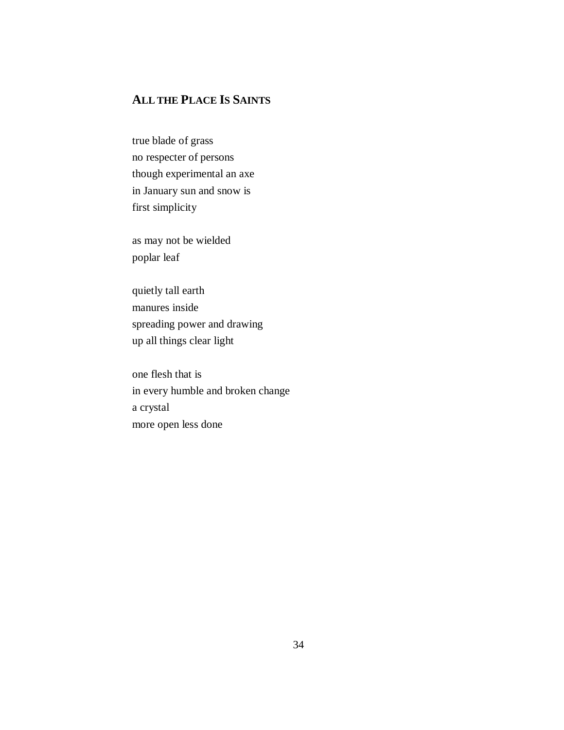## All the Place Is Saints

true blade of grass  
no respecter of persons  
though experimental an axe  
in January sun and snow is  
first simplicity

as may not be wielded  
poplar leaf

quietly tall earth  
manures inside  
spreading power and drawing  
up all things clear light

one flesh that is  
in every humble and broken change  
a crystal  
more open less done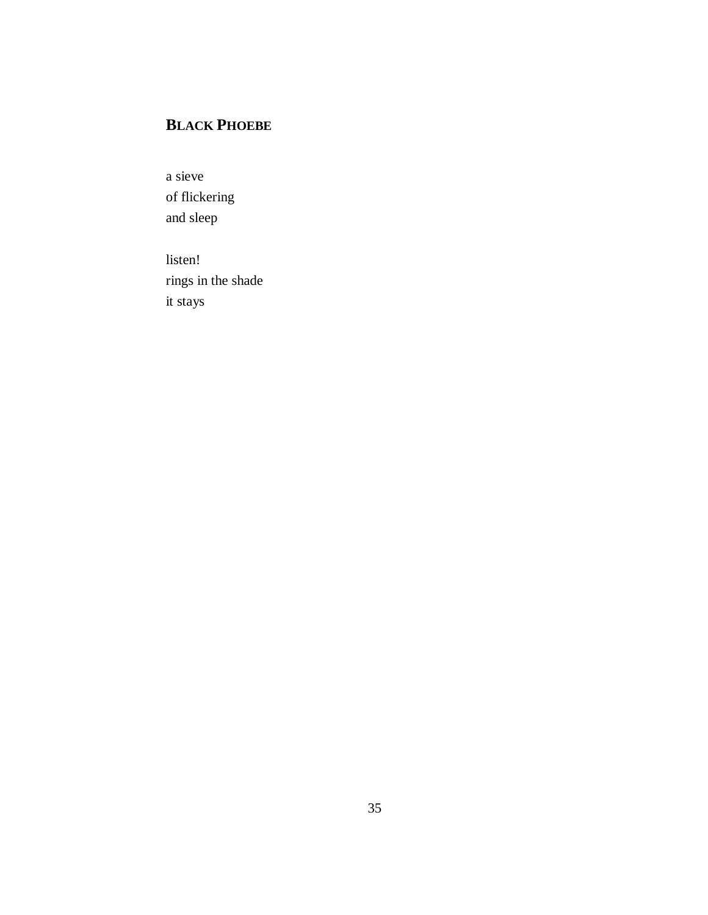## BLACK PHOEBE

a sieve  
of flickering  
and sleep

listen!  
rings in the shade  
it stays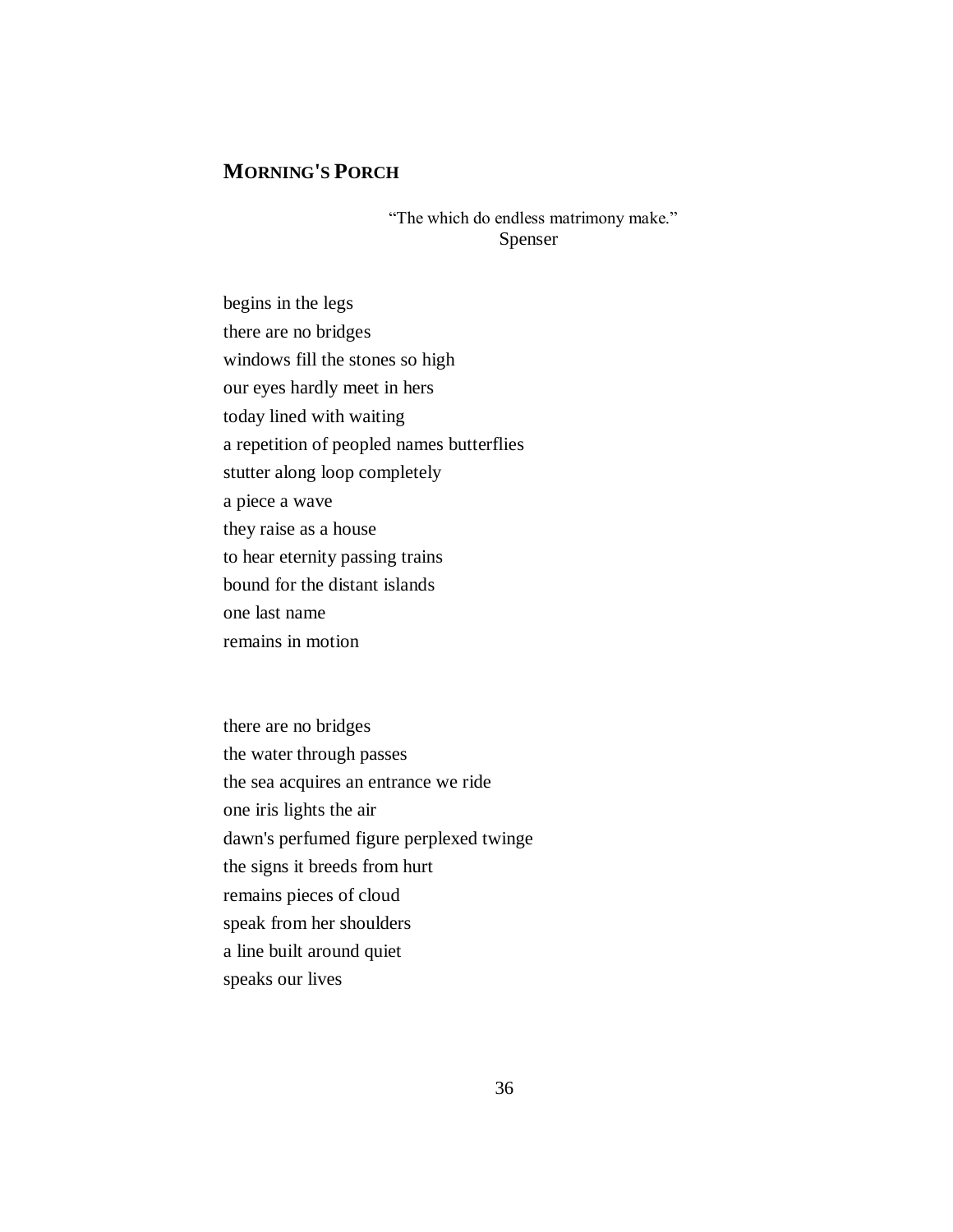## MORNING'S PORCH

> "The which do endless matrimony make."
> Spenser

begins in the legs
there are no bridges
windows fill the stones so high
our eyes hardly meet in hers
today lined with waiting
a repetition of peopled names butterflies
stutter along loop completely
a piece a wave
they raise as a house
to hear eternity passing trains
bound for the distant islands
one last name
remains in motion

there are no bridges
the water through passes
the sea acquires an entrance we ride
one iris lights the air
dawn's perfumed figure perplexed twinge
the signs it breeds from hurt
remains pieces of cloud
speak from her shoulders
a line built around quiet
speaks our lives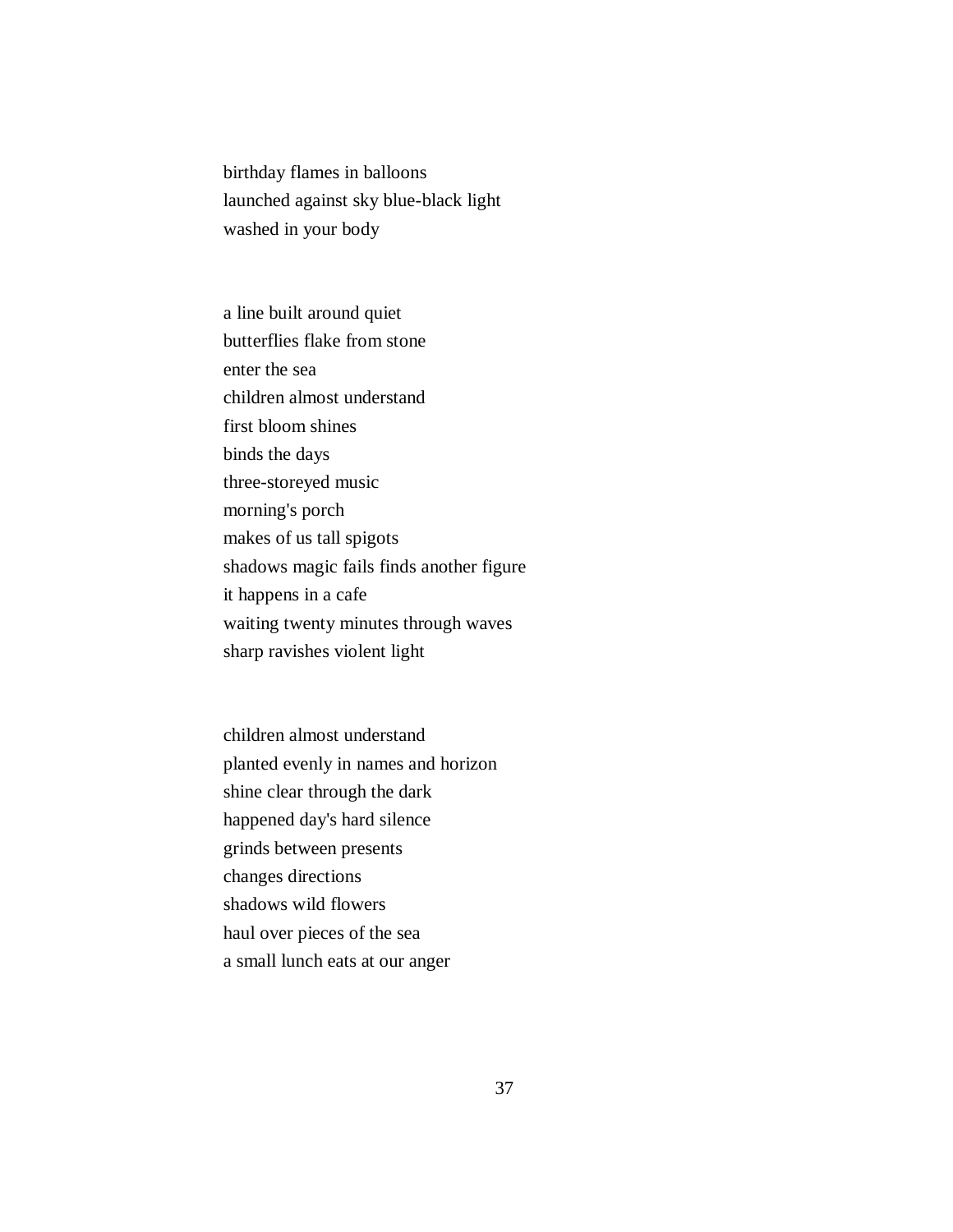birthday flames in balloons  
launched against sky blue-black light  
washed in your body

a line built around quiet  
butterflies flake from stone  
enter the sea  
children almost understand  
first bloom shines  
binds the days  
three-storeyed music  
morning's porch  
makes of us tall spigots  
shadows magic fails finds another figure  
it happens in a cafe  
waiting twenty minutes through waves  
sharp ravishes violent light

children almost understand  
planted evenly in names and horizon  
shine clear through the dark  
happened day's hard silence  
grinds between presents  
changes directions  
shadows wild flowers  
haul over pieces of the sea  
a small lunch eats at our anger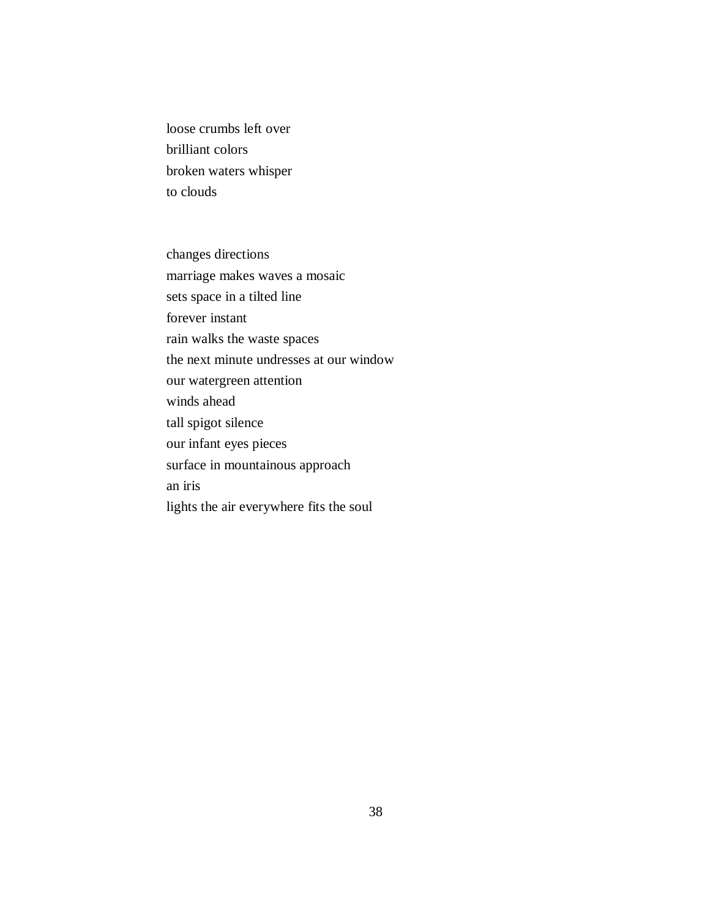loose crumbs left over
brilliant colors
broken waters whisper
to clouds

changes directions
marriage makes waves a mosaic
sets space in a tilted line
forever instant
rain walks the waste spaces
the next minute undresses at our window
our watergreen attention
winds ahead
tall spigot silence
our infant eyes pieces
surface in mountainous approach
an iris
lights the air everywhere fits the soul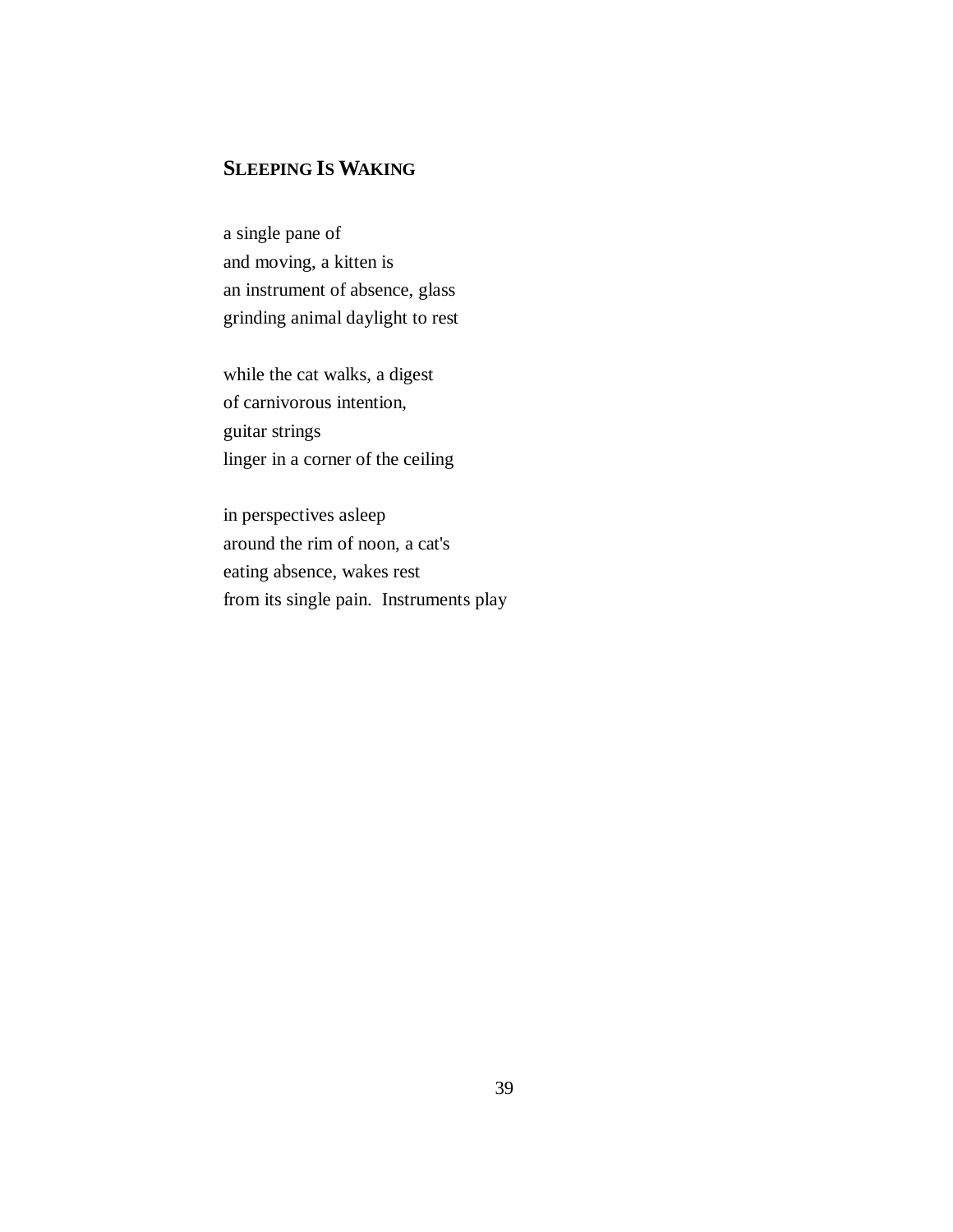## SLEEPING IS WAKING

a single pane of
and moving, a kitten is
an instrument of absence, glass
grinding animal daylight to rest

while the cat walks, a digest
of carnivorous intention,
guitar strings
linger in a corner of the ceiling

in perspectives asleep
around the rim of noon, a cat's
eating absence, wakes rest
from its single pain.  Instruments play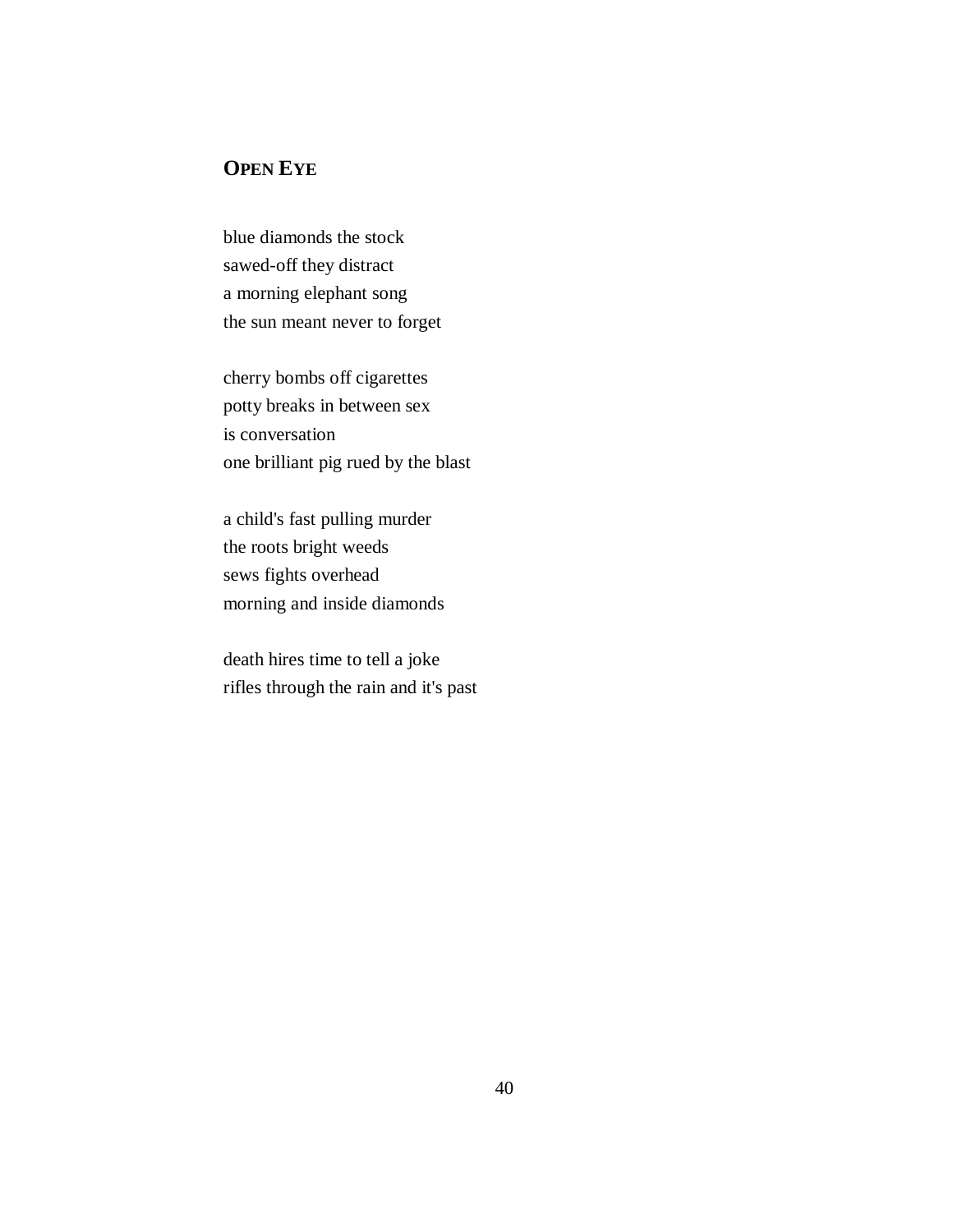## OPEN EYE

blue diamonds the stock  
sawed-off they distract  
a morning elephant song  
the sun meant never to forget

cherry bombs off cigarettes  
potty breaks in between sex  
is conversation  
one brilliant pig rued by the blast

a child's fast pulling murder  
the roots bright weeds  
sews fights overhead  
morning and inside diamonds

death hires time to tell a joke  
rifles through the rain and it's past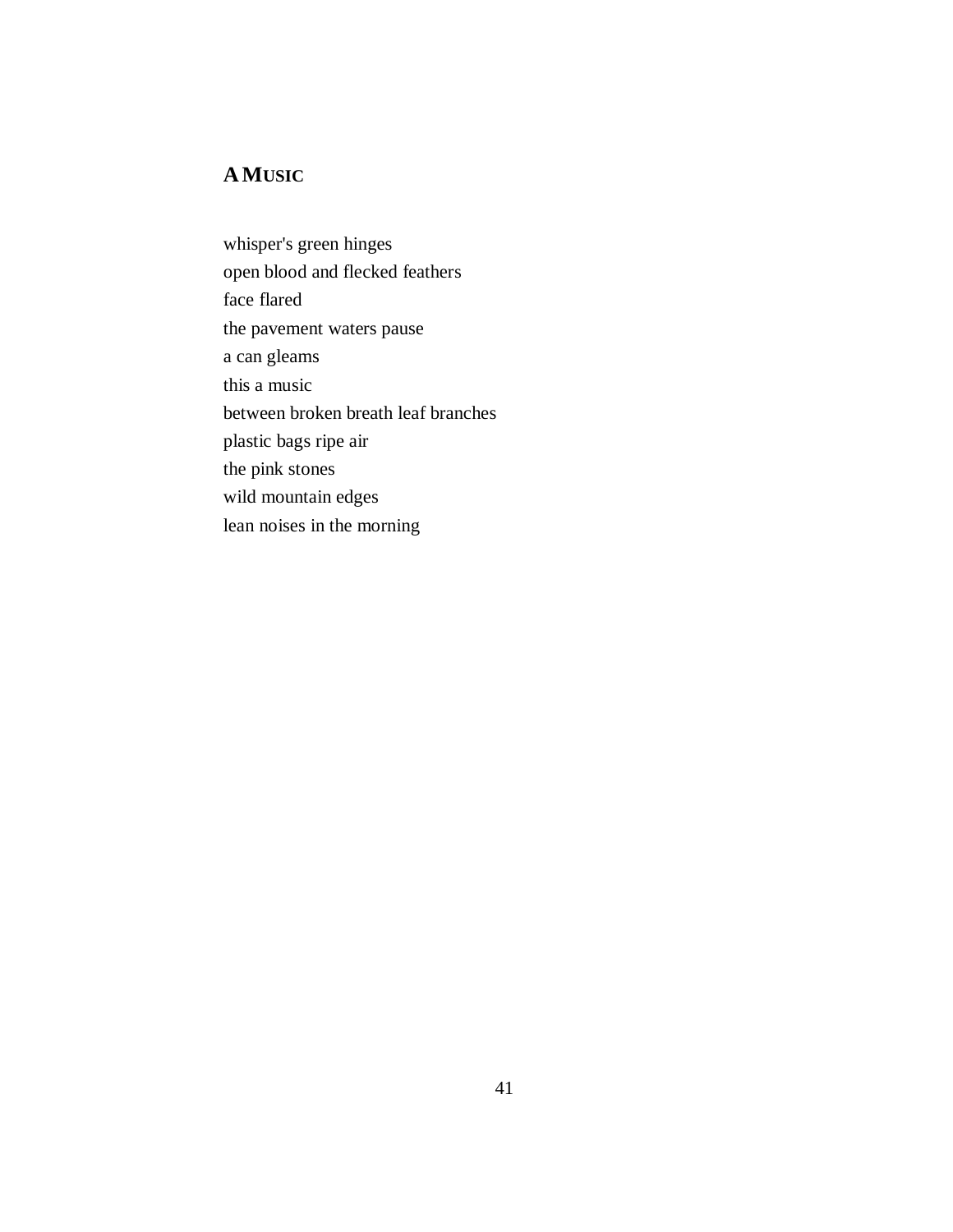## A MUSIC

whisper's green hinges
open blood and flecked feathers
face flared
the pavement waters pause
a can gleams
this a music
between broken breath leaf branches
plastic bags ripe air
the pink stones
wild mountain edges
lean noises in the morning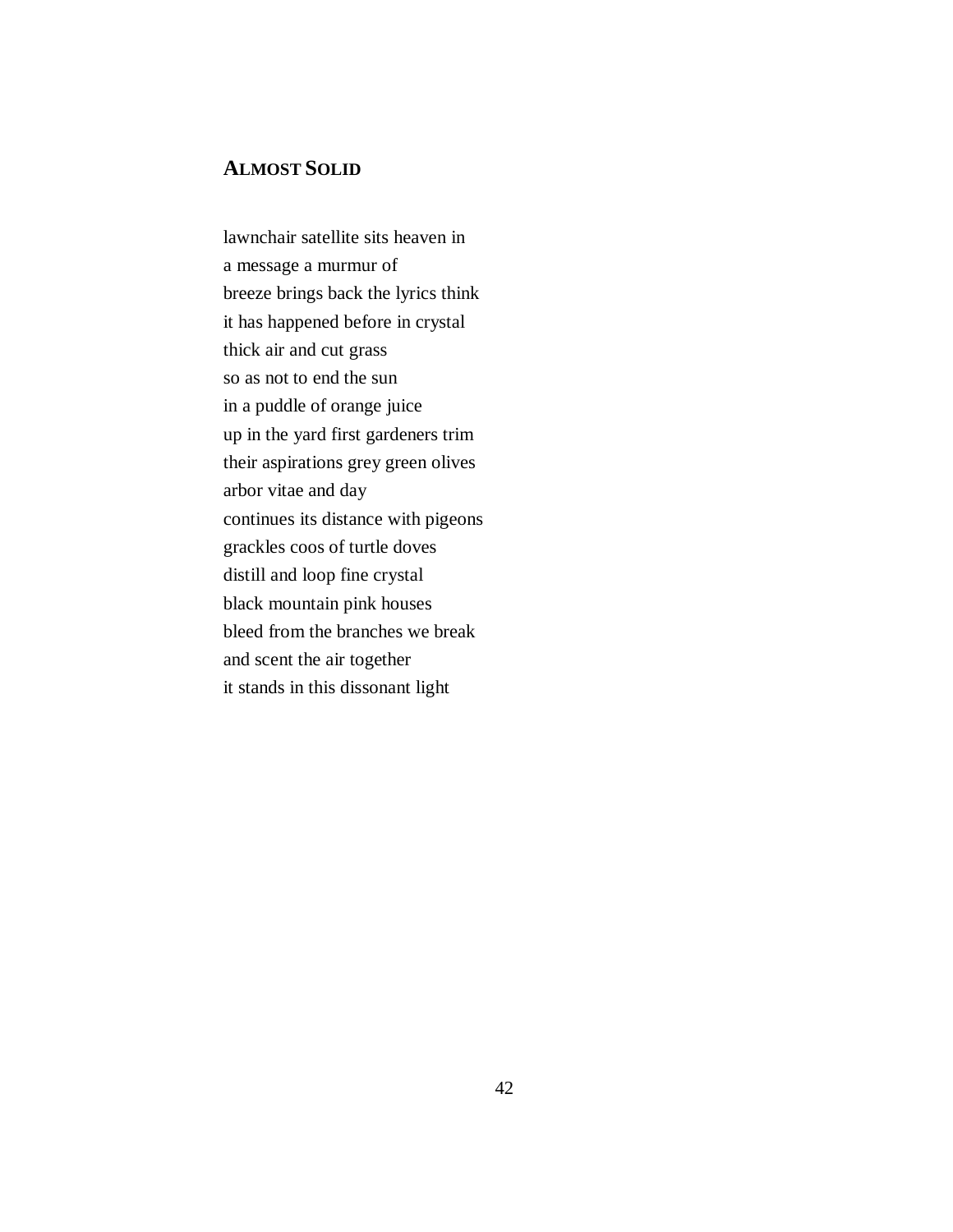## ALMOST SOLID

lawnchair satellite sits heaven in
a message a murmur of
breeze brings back the lyrics think
it has happened before in crystal
thick air and cut grass
so as not to end the sun
in a puddle of orange juice
up in the yard first gardeners trim
their aspirations grey green olives
arbor vitae and day
continues its distance with pigeons
grackles coos of turtle doves
distill and loop fine crystal
black mountain pink houses
bleed from the branches we break
and scent the air together
it stands in this dissonant light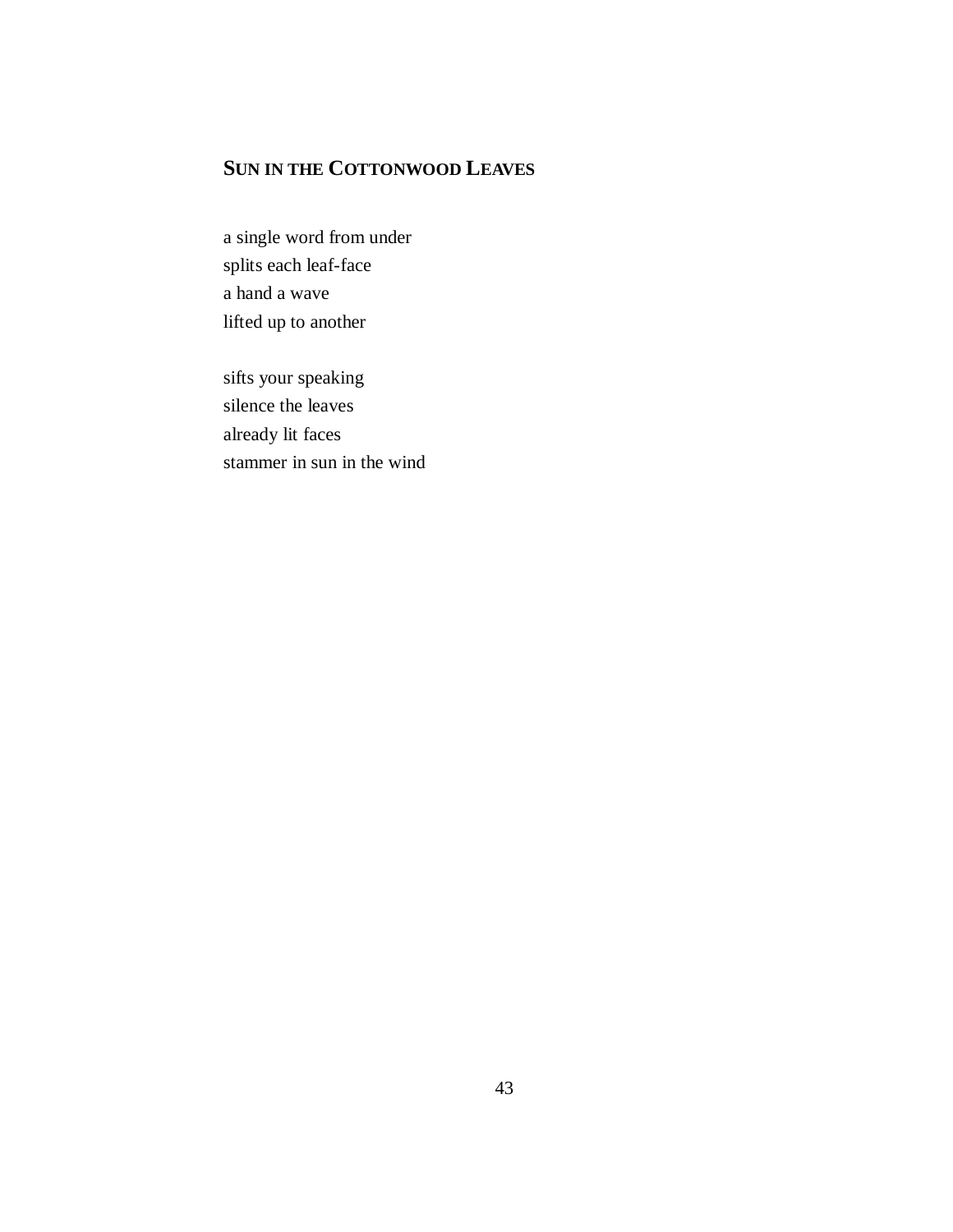## SUN IN THE COTTONWOOD LEAVES

a single word from under  
splits each leaf-face  
a hand a wave  
lifted up to another

sifts your speaking  
silence the leaves  
already lit faces  
stammer in sun in the wind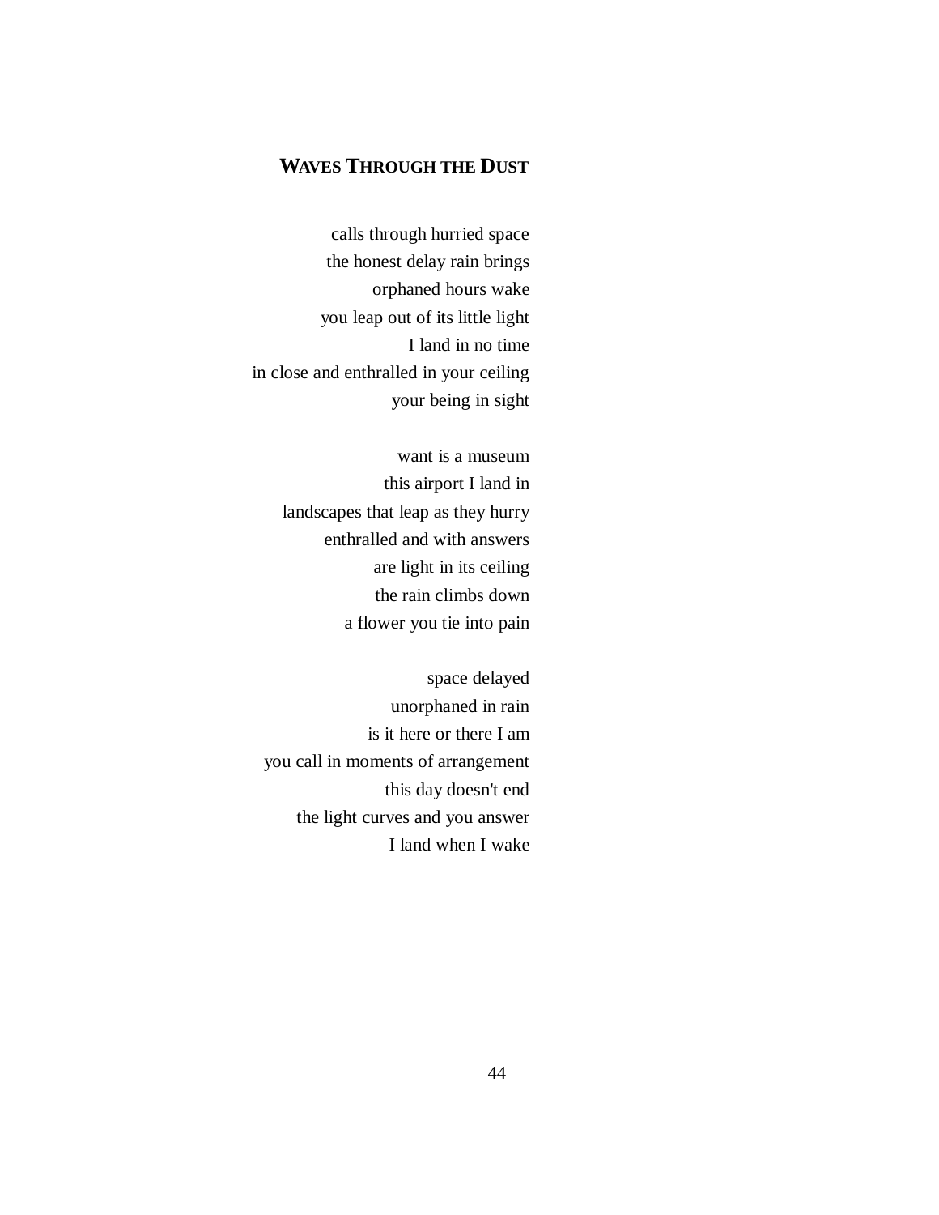## WAVES THROUGH THE DUST

calls through hurried space
the honest delay rain brings
orphaned hours wake
you leap out of its little light
I land in no time
in close and enthralled in your ceiling
your being in sight

want is a museum
this airport I land in
landscapes that leap as they hurry
enthralled and with answers
are light in its ceiling
the rain climbs down
a flower you tie into pain

space delayed
unorphaned in rain
is it here or there I am
you call in moments of arrangement
this day doesn't end
the light curves and you answer
I land when I wake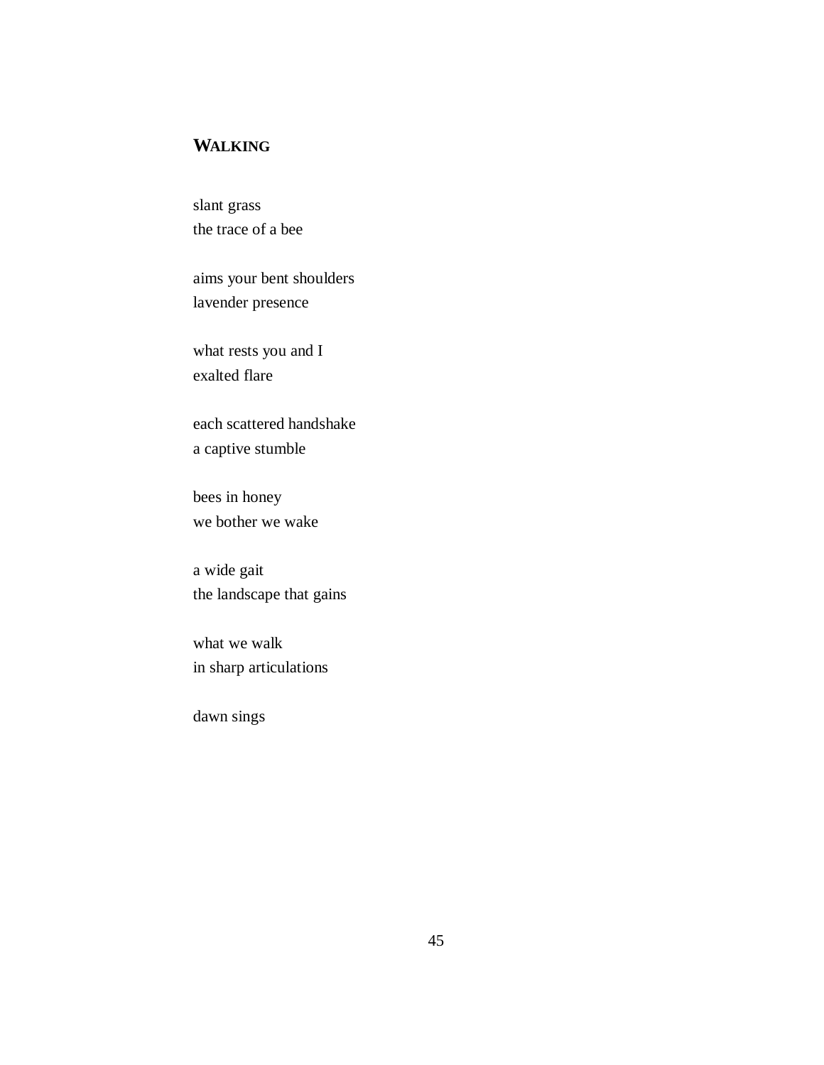## WALKING

slant grass  
the trace of a bee

aims your bent shoulders  
lavender presence

what rests you and I  
exalted flare

each scattered handshake  
a captive stumble

bees in honey  
we bother we wake

a wide gait  
the landscape that gains

what we walk  
in sharp articulations

dawn sings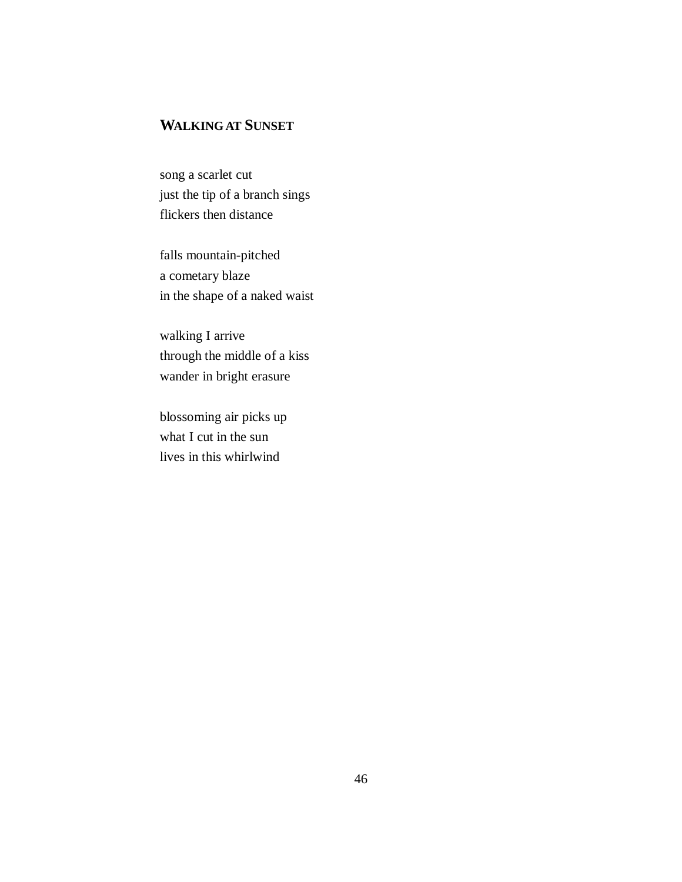## WALKING AT SUNSET

song a scarlet cut
just the tip of a branch sings
flickers then distance

falls mountain-pitched
a cometary blaze
in the shape of a naked waist

walking I arrive
through the middle of a kiss
wander in bright erasure

blossoming air picks up
what I cut in the sun
lives in this whirlwind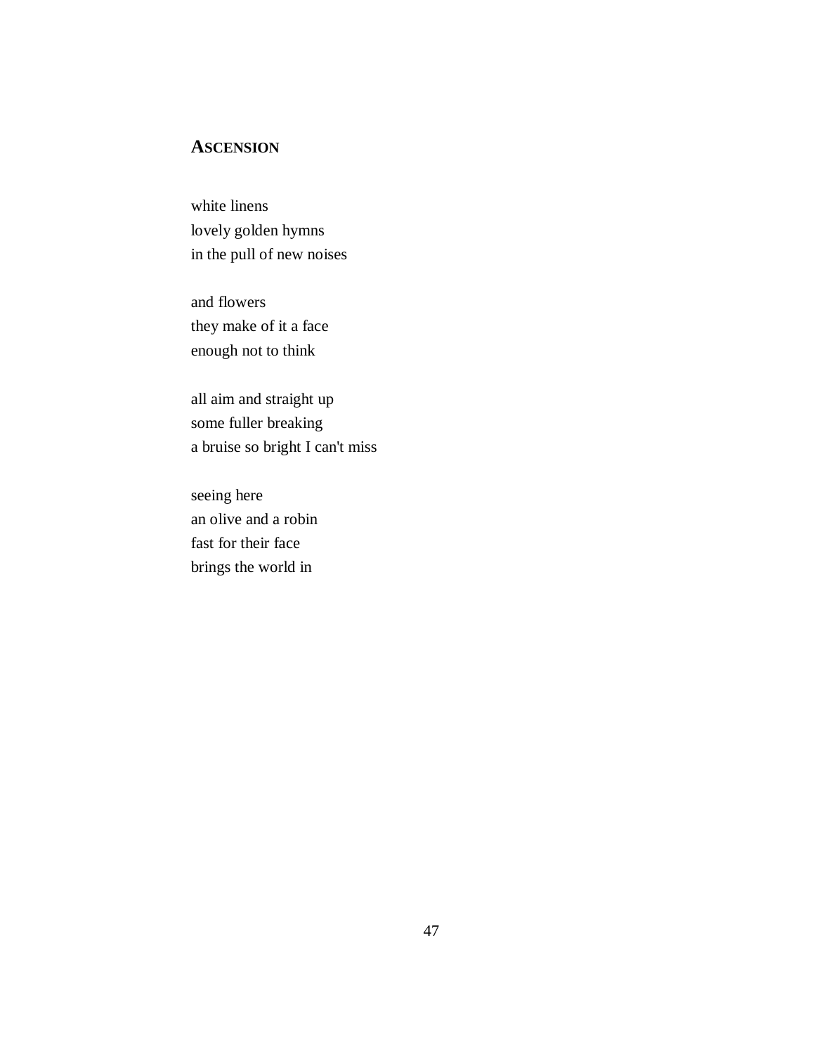## ASCENSION

white linens  
lovely golden hymns  
in the pull of new noises

and flowers  
they make of it a face  
enough not to think

all aim and straight up  
some fuller breaking  
a bruise so bright I can't miss

seeing here  
an olive and a robin  
fast for their face  
brings the world in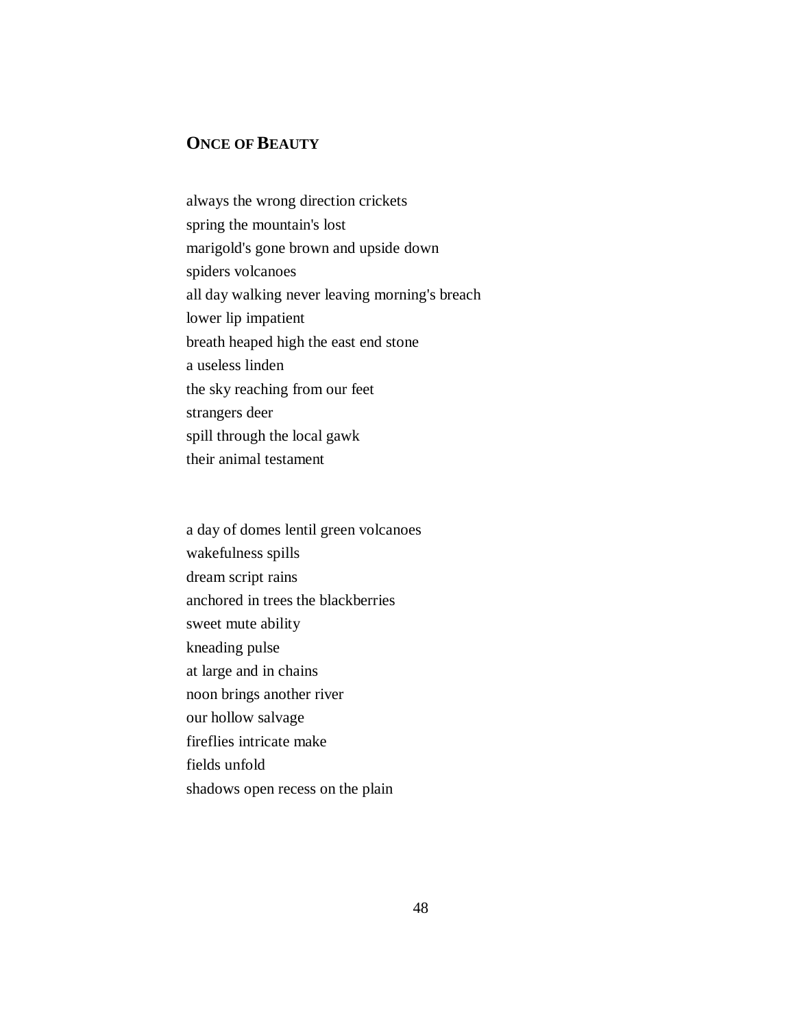## Once of Beauty

always the wrong direction crickets  
spring the mountain's lost  
marigold's gone brown and upside down  
spiders volcanoes  
all day walking never leaving morning's breach  
lower lip impatient  
breath heaped high the east end stone  
a useless linden  
the sky reaching from our feet  
strangers deer  
spill through the local gawk  
their animal testament

a day of domes lentil green volcanoes  
wakefulness spills  
dream script rains  
anchored in trees the blackberries  
sweet mute ability  
kneading pulse  
at large and in chains  
noon brings another river  
our hollow salvage  
fireflies intricate make  
fields unfold  
shadows open recess on the plain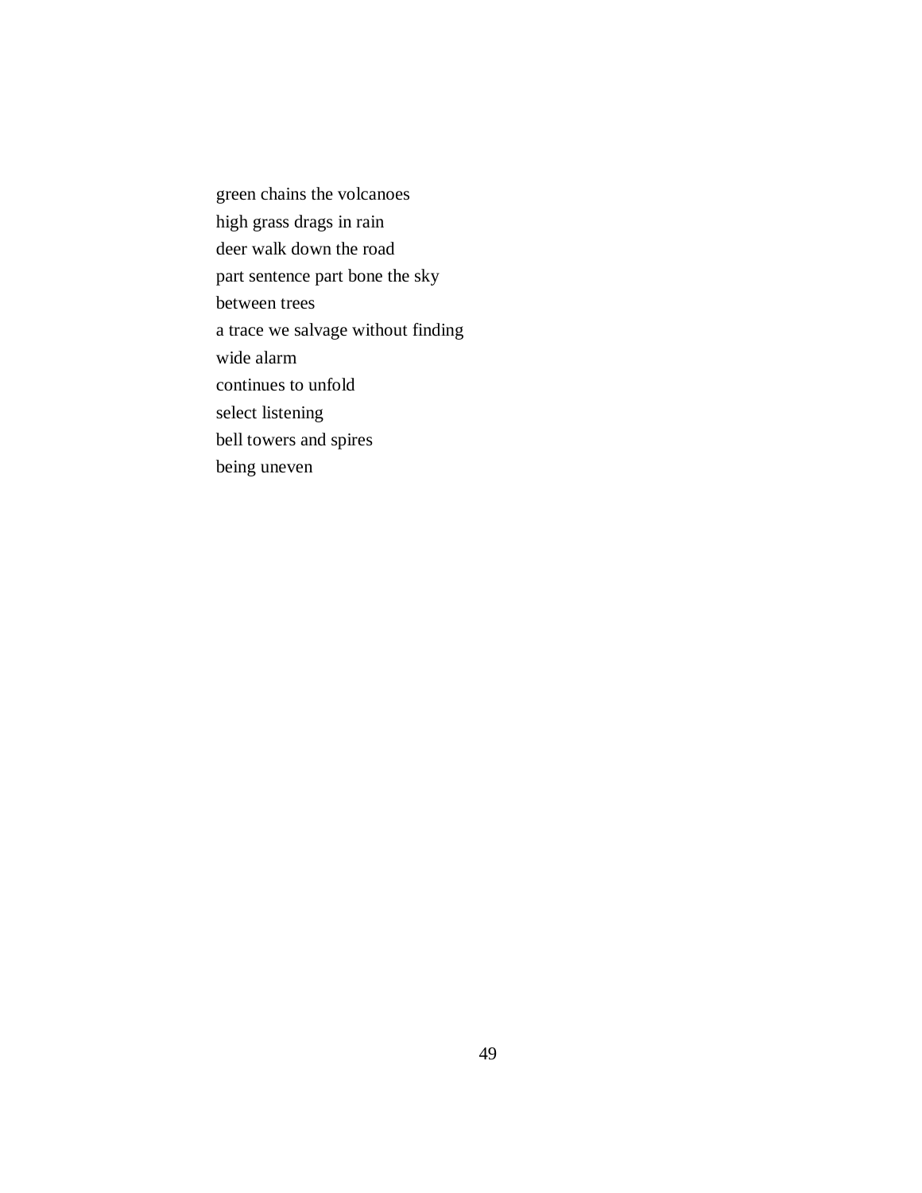green chains the volcanoes
high grass drags in rain
deer walk down the road
part sentence part bone the sky
between trees
a trace we salvage without finding
wide alarm
continues to unfold
select listening
bell towers and spires
being uneven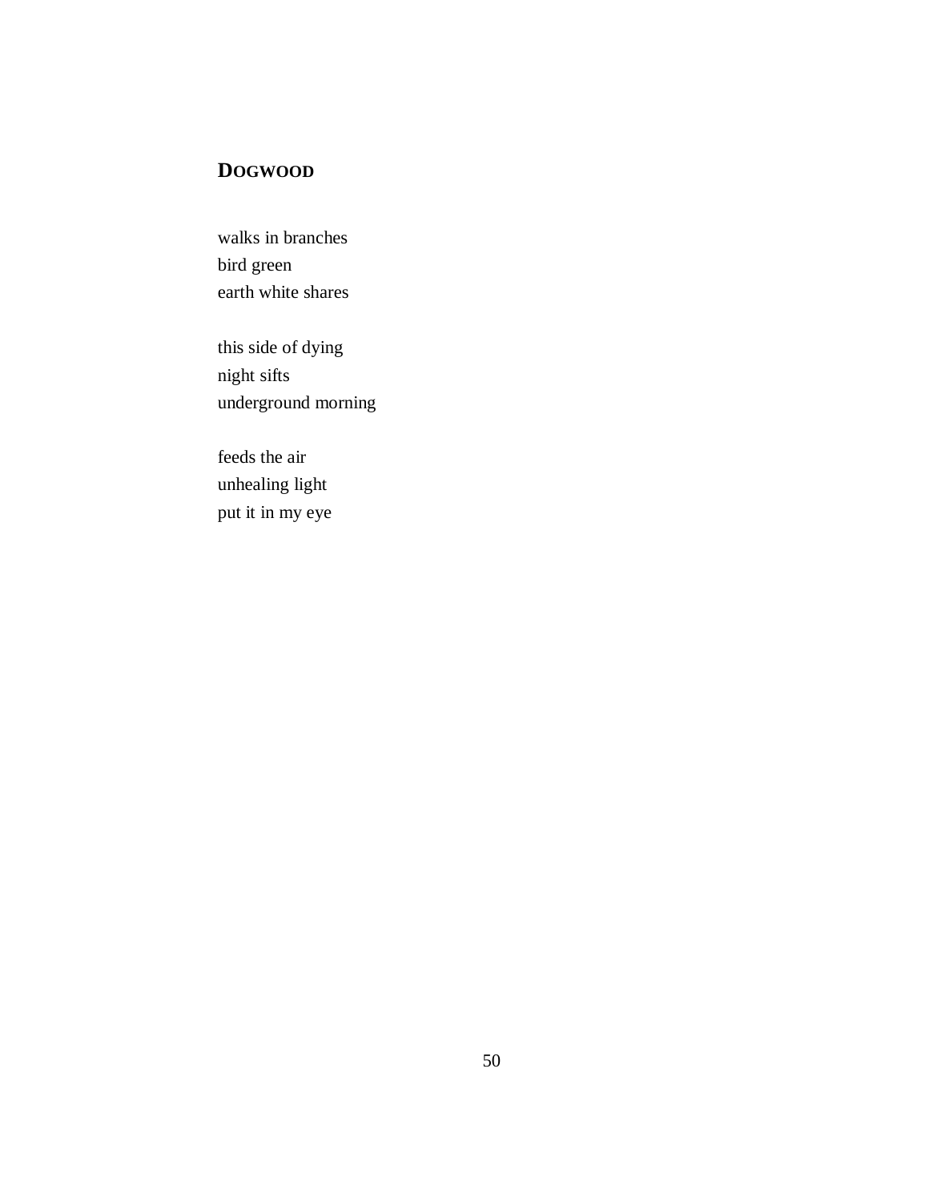## DOGWOOD

walks in branches  
bird green  
earth white shares

this side of dying  
night sifts  
underground morning

feeds the air  
unhealing light  
put it in my eye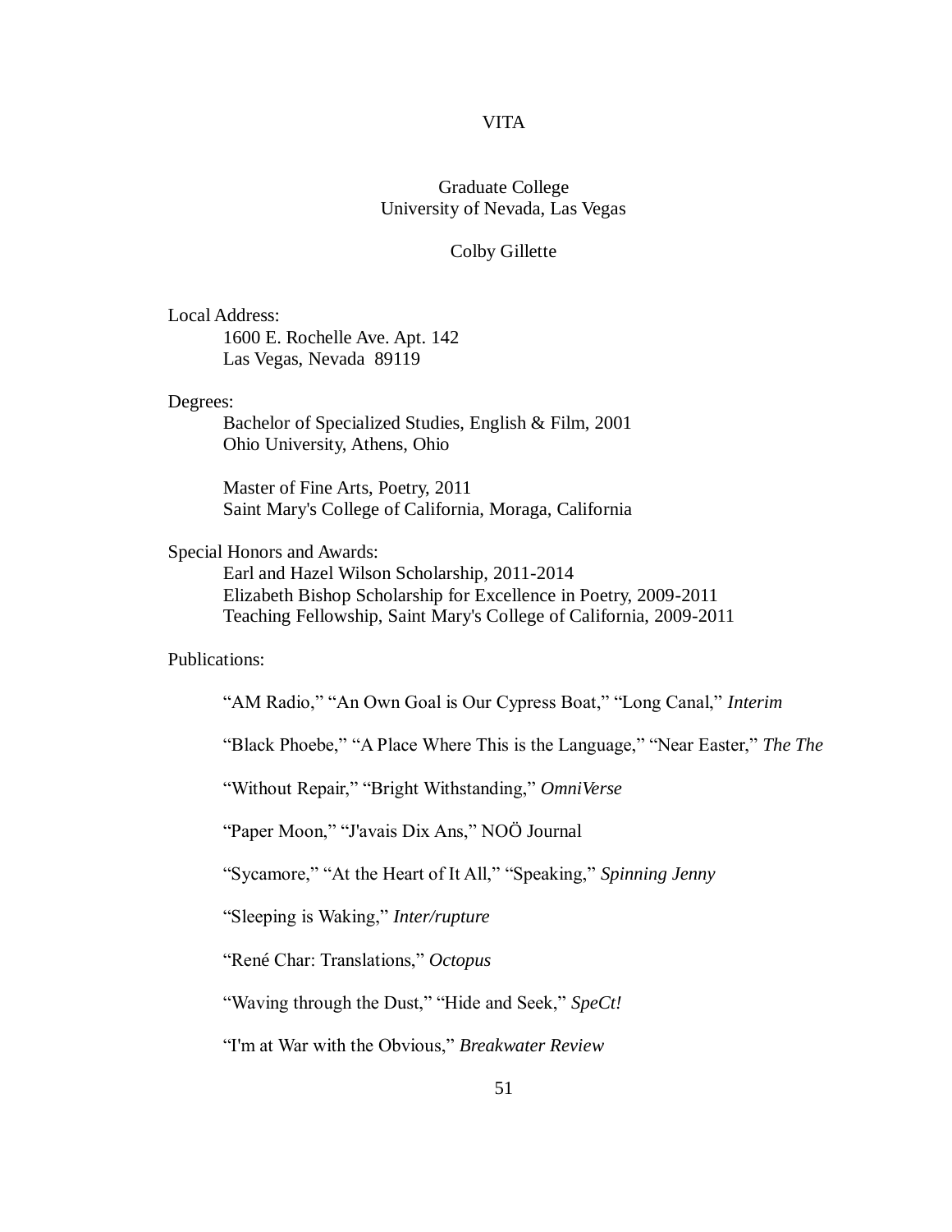# VITA

Graduate College
University of Nevada, Las Vegas

Colby Gillette

Local Address:

1600 E. Rochelle Ave. Apt. 142
Las Vegas, Nevada 89119

Degrees:

Bachelor of Specialized Studies, English & Film, 2001
Ohio University, Athens, Ohio

Master of Fine Arts, Poetry, 2011
Saint Mary's College of California, Moraga, California

Special Honors and Awards:

Earl and Hazel Wilson Scholarship, 2011-2014
Elizabeth Bishop Scholarship for Excellence in Poetry, 2009-2011
Teaching Fellowship, Saint Mary's College of California, 2009-2011

Publications:

"AM Radio," "An Own Goal is Our Cypress Boat," "Long Canal," *Interim*

"Black Phoebe," "A Place Where This is the Language," "Near Easter," *The The*

"Without Repair," "Bright Withstanding," *OmniVerse*

"Paper Moon," "J'avais Dix Ans," NOÖ Journal

"Sycamore," "At the Heart of It All," "Speaking," *Spinning Jenny*

"Sleeping is Waking," *Inter/rupture*

"René Char: Translations," *Octopus*

"Waving through the Dust," "Hide and Seek," *SpeCt!*

"I'm at War with the Obvious," *Breakwater Review*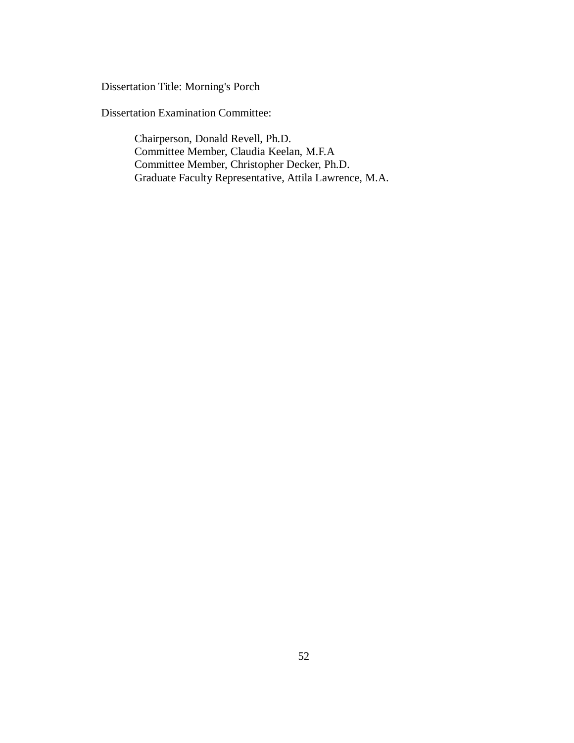Dissertation Title: Morning's Porch

Dissertation Examination Committee:

Chairperson, Donald Revell, Ph.D.  
Committee Member, Claudia Keelan, M.F.A  
Committee Member, Christopher Decker, Ph.D.  
Graduate Faculty Representative, Attila Lawrence, M.A.